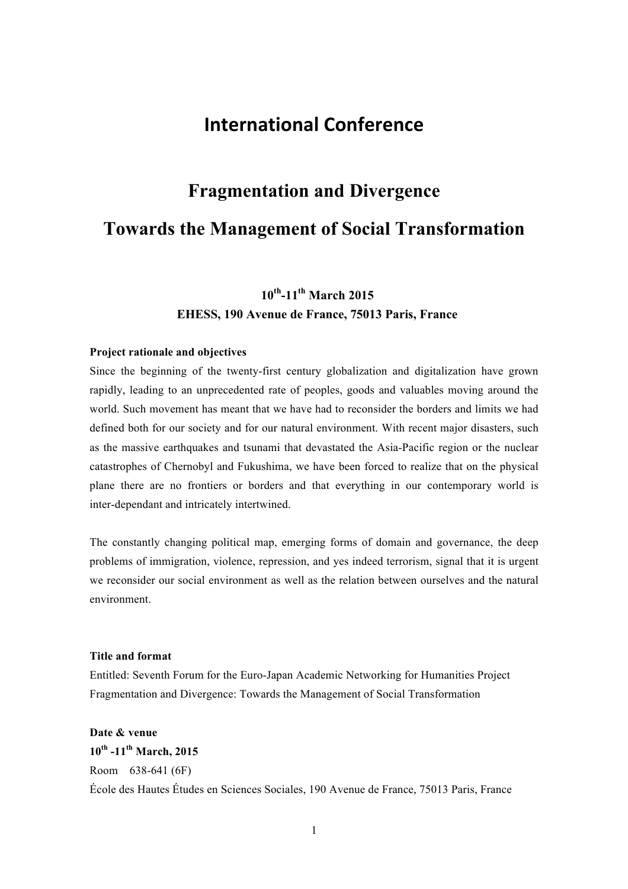# International Conference

## Fragmentation and Divergence

## Towards the Management of Social Transformation

**10th-11th March 2015**
**EHESS, 190 Avenue de France, 75013 Paris, France**

**Project rationale and objectives**

Since the beginning of the twenty-first century globalization and digitalization have grown rapidly, leading to an unprecedented rate of peoples, goods and valuables moving around the world. Such movement has meant that we have had to reconsider the borders and limits we had defined both for our society and for our natural environment. With recent major disasters, such as the massive earthquakes and tsunami that devastated the Asia-Pacific region or the nuclear catastrophes of Chernobyl and Fukushima, we have been forced to realize that on the physical plane there are no frontiers or borders and that everything in our contemporary world is inter-dependant and intricately intertwined.

The constantly changing political map, emerging forms of domain and governance, the deep problems of immigration, violence, repression, and yes indeed terrorism, signal that it is urgent we reconsider our social environment as well as the relation between ourselves and the natural environment.

**Title and format**

Entitled: Seventh Forum for the Euro-Japan Academic Networking for Humanities Project
Fragmentation and Divergence: Towards the Management of Social Transformation

**Date & venue**

**10th -11th March, 2015**

Room 638-641 (6F)

École des Hautes Études en Sciences Sociales, 190 Avenue de France, 75013 Paris, France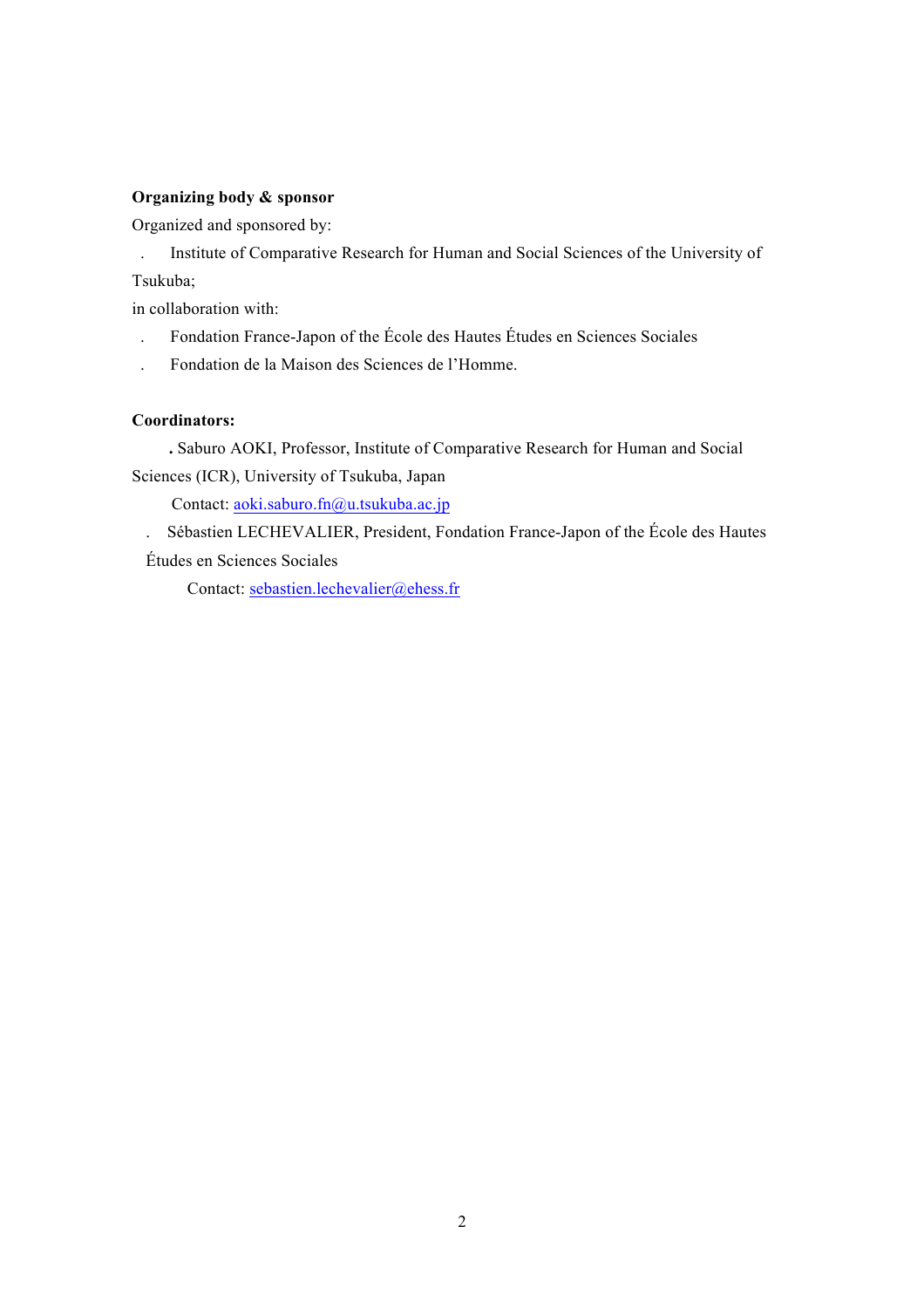**Organizing body & sponsor**

Organized and sponsored by:

- Institute of Comparative Research for Human and Social Sciences of the University of Tsukuba;

in collaboration with:

- Fondation France-Japon of the École des Hautes Études en Sciences Sociales
- Fondation de la Maison des Sciences de l'Homme.

**Coordinators:**

- Saburo AOKI, Professor, Institute of Comparative Research for Human and Social Sciences (ICR), University of Tsukuba, Japan

  Contact: aoki.saburo.fn@u.tsukuba.ac.jp

- Sébastien LECHEVALIER, President, Fondation France-Japon of the École des Hautes Études en Sciences Sociales

  Contact: sebastien.lechevalier@ehess.fr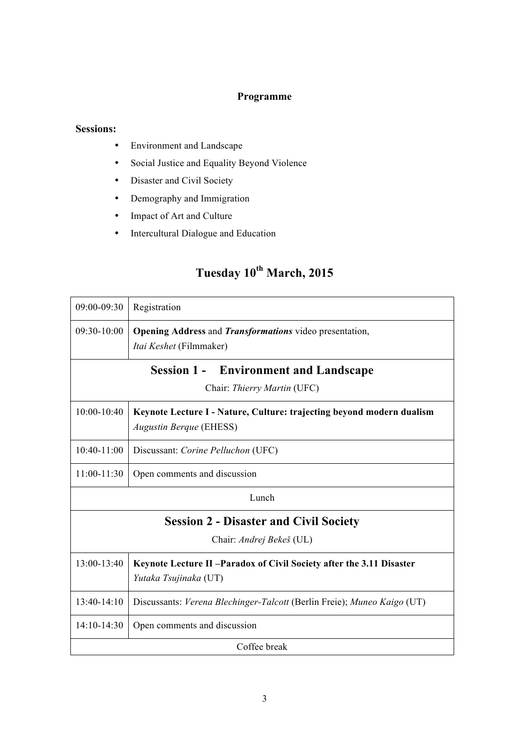**Programme**

**Sessions:**

- Environment and Landscape
- Social Justice and Equality Beyond Violence
- Disaster and Civil Society
- Demography and Immigration
- Impact of Art and Culture
- Intercultural Dialogue and Education

# Tuesday 10th March, 2015

| | |
|---|---|
| 09:00-09:30 | Registration |
| 09:30-10:00 | **Opening Address** and ***Transformations*** video presentation, *Itai Keshet* (Filmmaker) |
| **Session 1 - Environment and Landscape** Chair: *Thierry Martin* (UFC) | |
| 10:00-10:40 | **Keynote Lecture I - Nature, Culture: trajecting beyond modern dualism** *Augustin Berque* (EHESS) |
| 10:40-11:00 | Discussant: *Corine Pelluchon* (UFC) |
| 11:00-11:30 | Open comments and discussion |
| Lunch | |
| **Session 2 - Disaster and Civil Society** Chair: *Andrej Bekeš* (UL) | |
| 13:00-13:40 | **Keynote Lecture II –Paradox of Civil Society after the 3.11 Disaster** *Yutaka Tsujinaka* (UT) |
| 13:40-14:10 | Discussants: *Verena Blechinger-Talcott* (Berlin Freie); *Muneo Kaigo* (UT) |
| 14:10-14:30 | Open comments and discussion |
| Coffee break | |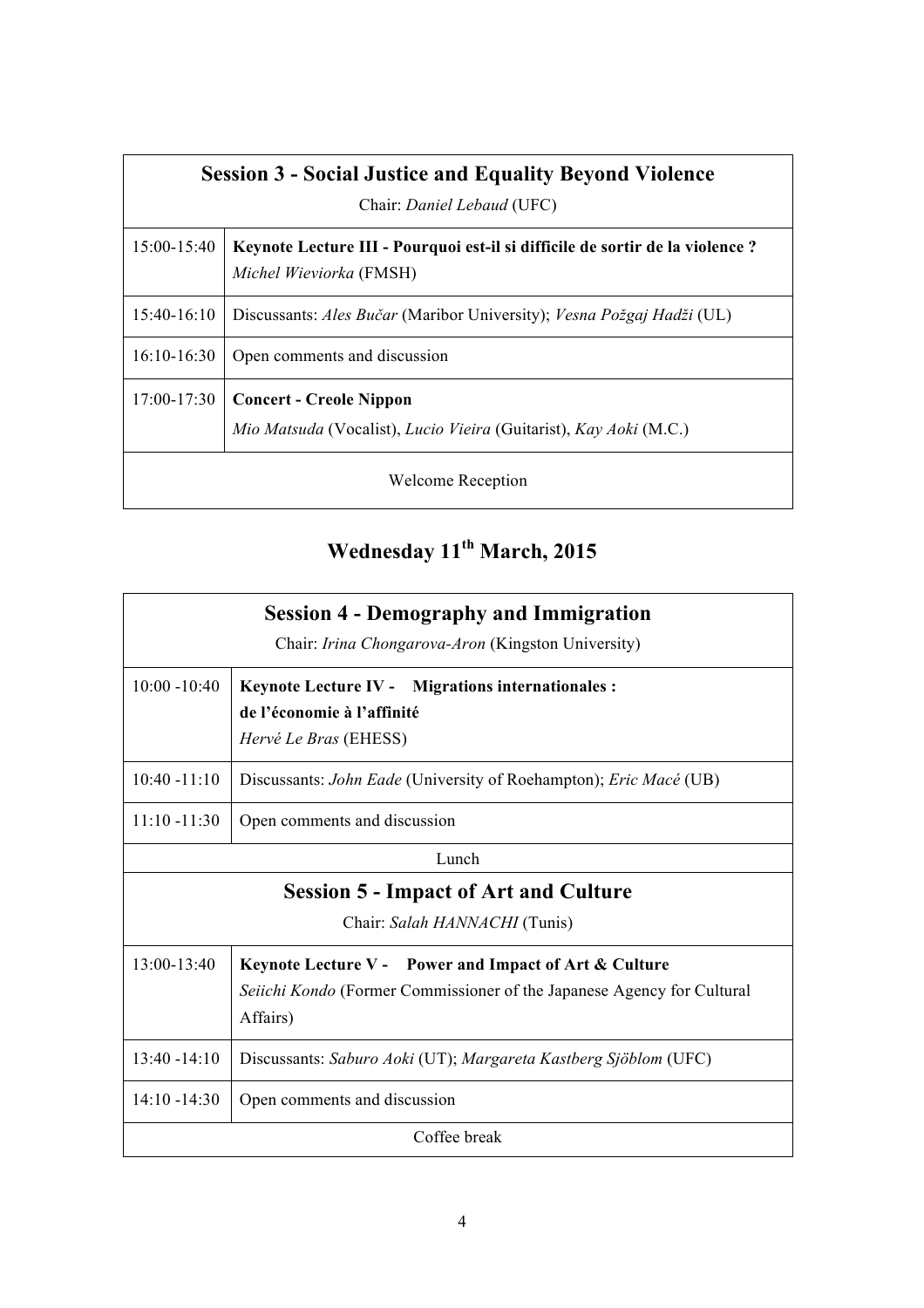| **Session 3 - Social Justice and Equality Beyond Violence** <br> Chair: *Daniel Lebaud* (UFC) | |
|---|---|
| 15:00-15:40 | **Keynote Lecture III - Pourquoi est-il si difficile de sortir de la violence ?** <br> *Michel Wieviorka* (FMSH) |
| 15:40-16:10 | Discussants: *Ales Bučar* (Maribor University); *Vesna Požgaj Hadži* (UL) |
| 16:10-16:30 | Open comments and discussion |
| 17:00-17:30 | **Concert - Creole Nippon** <br> *Mio Matsuda* (Vocalist), *Lucio Vieira* (Guitarist), *Kay Aoki* (M.C.) |
| Welcome Reception | |

## Wednesday 11th March, 2015

| **Session 4 - Demography and Immigration** <br> Chair: *Irina Chongarova-Aron* (Kingston University) | |
|---|---|
| 10:00 -10:40 | **Keynote Lecture IV - Migrations internationales : de l'économie à l'affinité** <br> *Hervé Le Bras* (EHESS) |
| 10:40 -11:10 | Discussants: *John Eade* (University of Roehampton); *Eric Macé* (UB) |
| 11:10 -11:30 | Open comments and discussion |
| Lunch | |
| **Session 5 - Impact of Art and Culture** <br> Chair: *Salah HANNACHI* (Tunis) | |
| 13:00-13:40 | **Keynote Lecture V - Power and Impact of Art & Culture** <br> *Seiichi Kondo* (Former Commissioner of the Japanese Agency for Cultural Affairs) |
| 13:40 -14:10 | Discussants: *Saburo Aoki* (UT); *Margareta Kastberg Sjöblom* (UFC) |
| 14:10 -14:30 | Open comments and discussion |
| Coffee break | |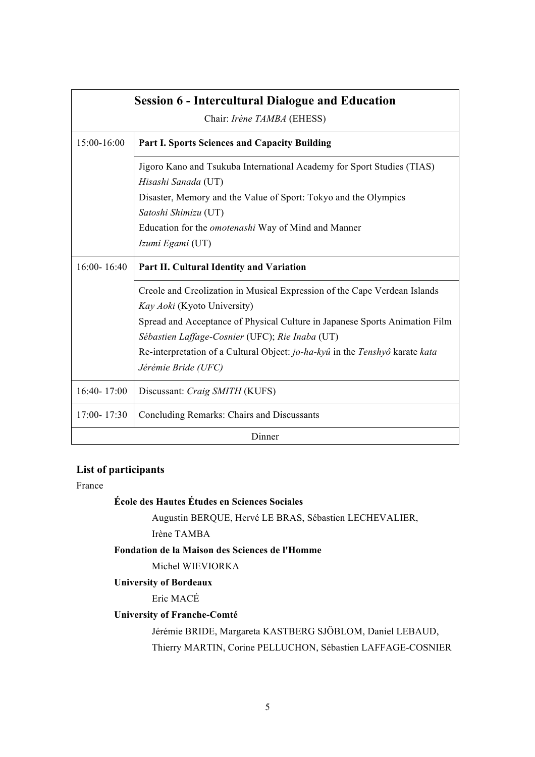| **Session 6 - Intercultural Dialogue and Education**<br>Chair: *Irène TAMBA* (EHESS) | |
|---|---|
| 15:00-16:00 | **Part I. Sports Sciences and Capacity Building** |
| | Jigoro Kano and Tsukuba International Academy for Sport Studies (TIAS)<br>*Hisashi Sanada* (UT)<br>Disaster, Memory and the Value of Sport: Tokyo and the Olympics<br>*Satoshi Shimizu* (UT)<br>Education for the *omotenashi* Way of Mind and Manner<br>*Izumi Egami* (UT) |
| 16:00- 16:40 | **Part II. Cultural Identity and Variation** |
| | Creole and Creolization in Musical Expression of the Cape Verdean Islands<br>*Kay Aoki* (Kyoto University)<br>Spread and Acceptance of Physical Culture in Japanese Sports Animation Film<br>*Sébastien Laffage-Cosnier* (UFC); *Rie Inaba* (UT)<br>Re-interpretation of a Cultural Object: *jo-ha-kyû* in the *Tenshyô* karate *kata*<br>*Jérémie Bride (UFC)* |
| 16:40- 17:00 | Discussant: *Craig SMITH* (KUFS) |
| 17:00- 17:30 | Concluding Remarks: Chairs and Discussants |
| Dinner | |

## List of participants

France

**École des Hautes Études en Sciences Sociales**

Augustin BERQUE, Hervé LE BRAS, Sébastien LECHEVALIER, Irène TAMBA

**Fondation de la Maison des Sciences de l'Homme**

Michel WIEVIORKA

**University of Bordeaux**

Eric MACÉ

**University of Franche-Comté**

Jérémie BRIDE, Margareta KASTBERG SJÖBLOM, Daniel LEBAUD, Thierry MARTIN, Corine PELLUCHON, Sébastien LAFFAGE-COSNIER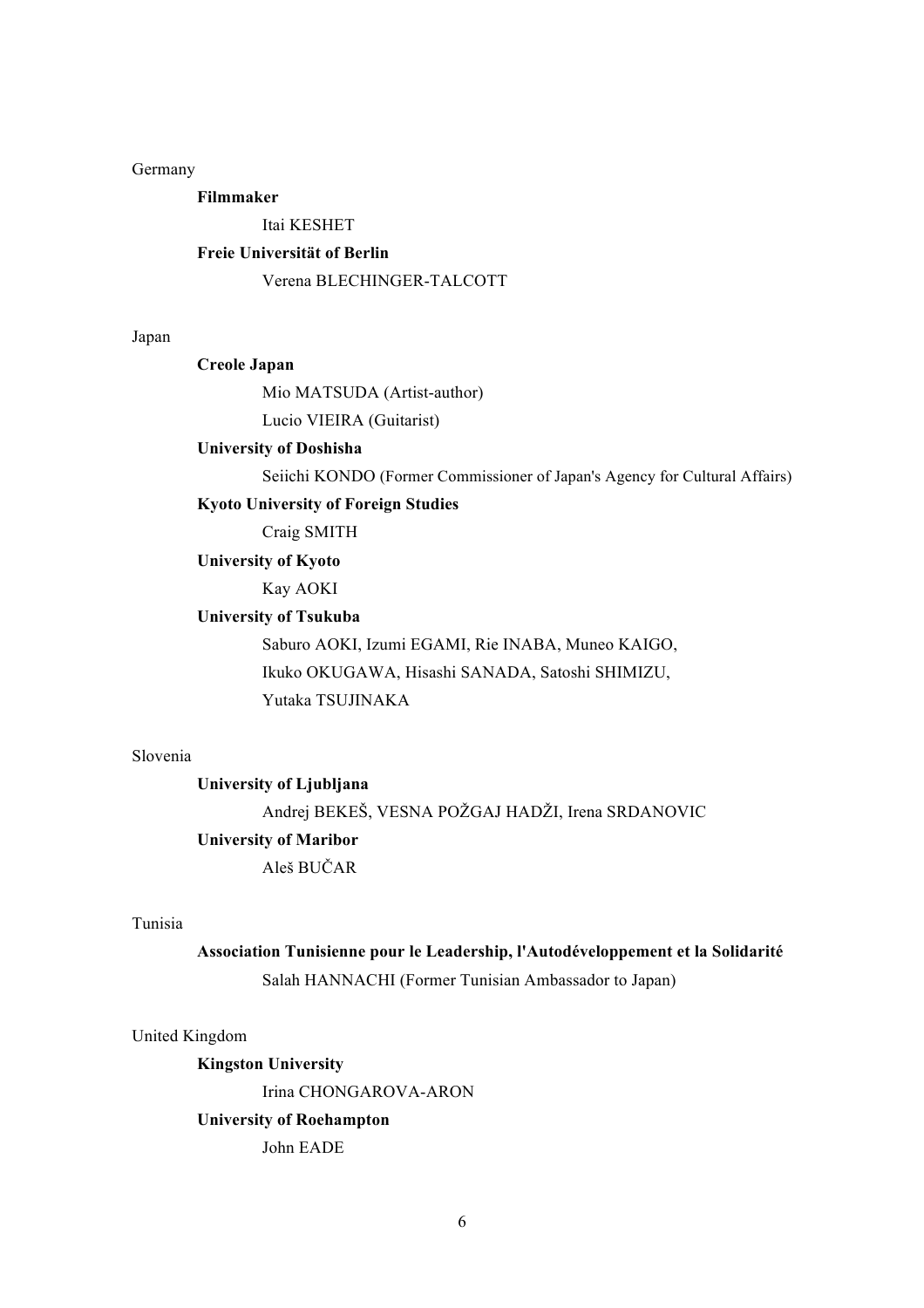Germany

**Filmmaker**

Itai KESHET

**Freie Universität of Berlin**

Verena BLECHINGER-TALCOTT

Japan

**Creole Japan**

Mio MATSUDA (Artist-author)

Lucio VIEIRA (Guitarist)

**University of Doshisha**

Seiichi KONDO (Former Commissioner of Japan's Agency for Cultural Affairs)

**Kyoto University of Foreign Studies**

Craig SMITH

**University of Kyoto**

Kay AOKI

**University of Tsukuba**

Saburo AOKI, Izumi EGAMI, Rie INABA, Muneo KAIGO, Ikuko OKUGAWA, Hisashi SANADA, Satoshi SHIMIZU, Yutaka TSUJINAKA

Slovenia

**University of Ljubljana**

Andrej BEKEŠ, VESNA POŽGAJ HADŽI, Irena SRDANOVIC

**University of Maribor**

Aleš BUČAR

Tunisia

**Association Tunisienne pour le Leadership, l'Autodéveloppement et la Solidarité**

Salah HANNACHI (Former Tunisian Ambassador to Japan)

United Kingdom

**Kingston University**

Irina CHONGAROVA-ARON

**University of Roehampton**

John EADE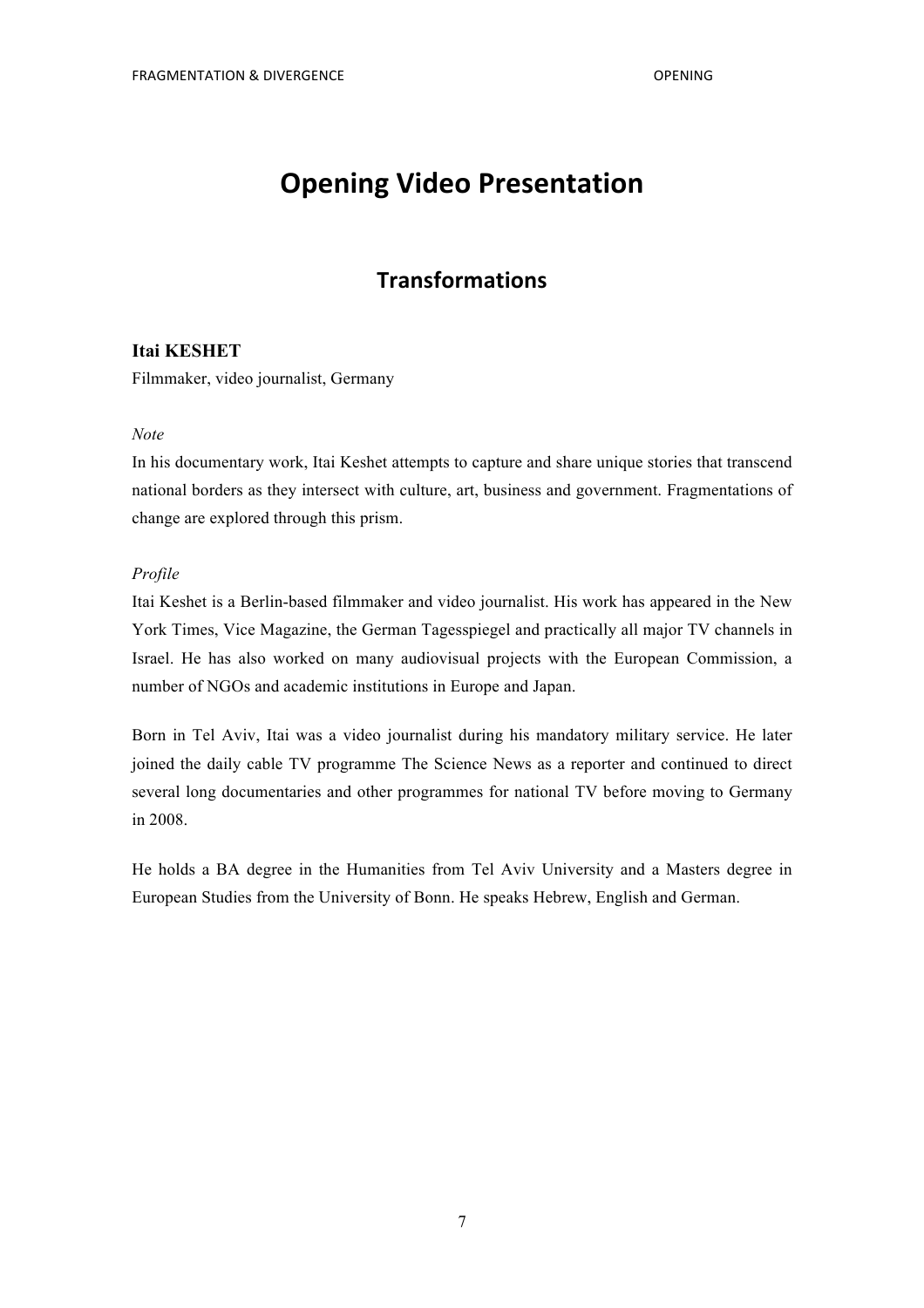# Opening Video Presentation

## Transformations

**Itai KESHET**
Filmmaker, video journalist, Germany

*Note*
In his documentary work, Itai Keshet attempts to capture and share unique stories that transcend national borders as they intersect with culture, art, business and government. Fragmentations of change are explored through this prism.

*Profile*
Itai Keshet is a Berlin-based filmmaker and video journalist. His work has appeared in the New York Times, Vice Magazine, the German Tagesspiegel and practically all major TV channels in Israel. He has also worked on many audiovisual projects with the European Commission, a number of NGOs and academic institutions in Europe and Japan.

Born in Tel Aviv, Itai was a video journalist during his mandatory military service. He later joined the daily cable TV programme The Science News as a reporter and continued to direct several long documentaries and other programmes for national TV before moving to Germany in 2008.

He holds a BA degree in the Humanities from Tel Aviv University and a Masters degree in European Studies from the University of Bonn. He speaks Hebrew, English and German.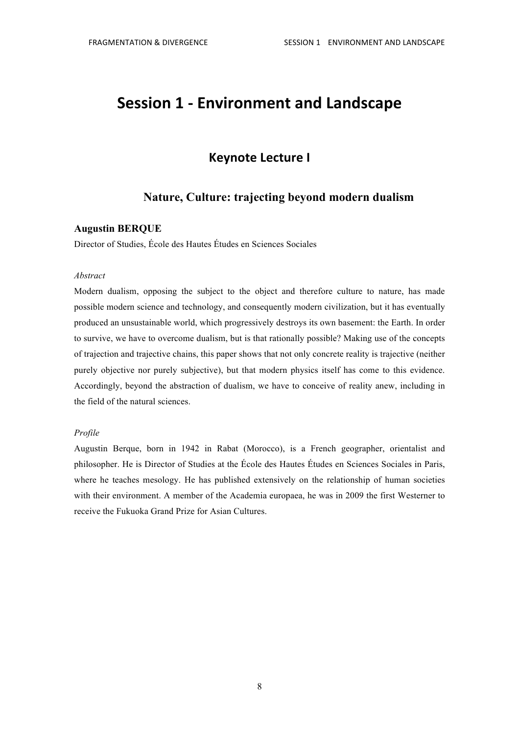# Session 1 - Environment and Landscape

## Keynote Lecture I

### Nature, Culture: trajecting beyond modern dualism

**Augustin BERQUE**

Director of Studies, École des Hautes Études en Sciences Sociales

*Abstract*

Modern dualism, opposing the subject to the object and therefore culture to nature, has made possible modern science and technology, and consequently modern civilization, but it has eventually produced an unsustainable world, which progressively destroys its own basement: the Earth. In order to survive, we have to overcome dualism, but is that rationally possible? Making use of the concepts of trajection and trajective chains, this paper shows that not only concrete reality is trajective (neither purely objective nor purely subjective), but that modern physics itself has come to this evidence. Accordingly, beyond the abstraction of dualism, we have to conceive of reality anew, including in the field of the natural sciences.

*Profile*

Augustin Berque, born in 1942 in Rabat (Morocco), is a French geographer, orientalist and philosopher. He is Director of Studies at the École des Hautes Études en Sciences Sociales in Paris, where he teaches mesology. He has published extensively on the relationship of human societies with their environment. A member of the Academia europaea, he was in 2009 the first Westerner to receive the Fukuoka Grand Prize for Asian Cultures.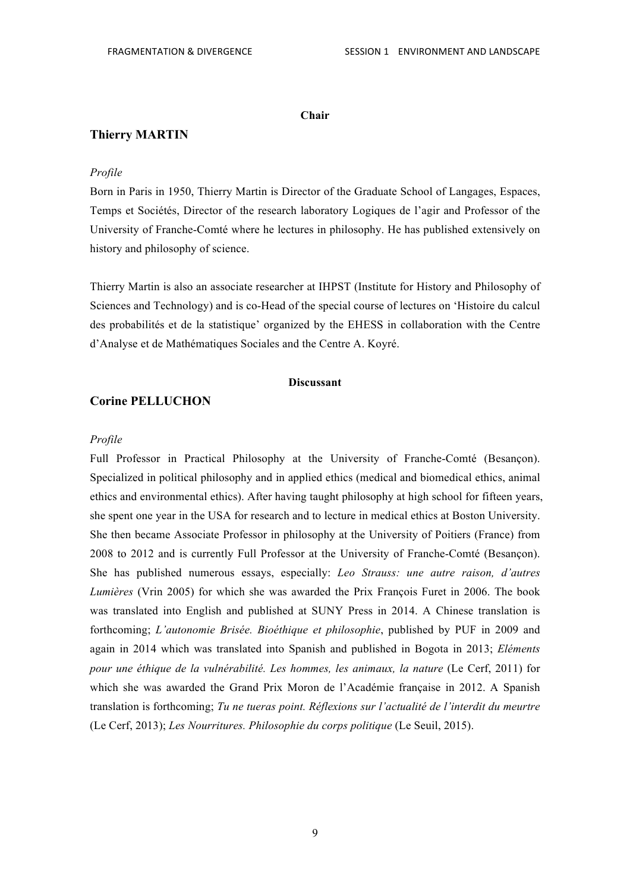**Chair**

## Thierry MARTIN

*Profile*

Born in Paris in 1950, Thierry Martin is Director of the Graduate School of Langages, Espaces, Temps et Sociétés, Director of the research laboratory Logiques de l'agir and Professor of the University of Franche-Comté where he lectures in philosophy. He has published extensively on history and philosophy of science.

Thierry Martin is also an associate researcher at IHPST (Institute for History and Philosophy of Sciences and Technology) and is co-Head of the special course of lectures on 'Histoire du calcul des probabilités et de la statistique' organized by the EHESS in collaboration with the Centre d'Analyse et de Mathématiques Sociales and the Centre A. Koyré.

**Discussant**

## Corine PELLUCHON

*Profile*

Full Professor in Practical Philosophy at the University of Franche-Comté (Besançon). Specialized in political philosophy and in applied ethics (medical and biomedical ethics, animal ethics and environmental ethics). After having taught philosophy at high school for fifteen years, she spent one year in the USA for research and to lecture in medical ethics at Boston University. She then became Associate Professor in philosophy at the University of Poitiers (France) from 2008 to 2012 and is currently Full Professor at the University of Franche-Comté (Besançon). She has published numerous essays, especially: *Leo Strauss: une autre raison, d'autres Lumières* (Vrin 2005) for which she was awarded the Prix François Furet in 2006. The book was translated into English and published at SUNY Press in 2014. A Chinese translation is forthcoming; *L'autonomie Brisée. Bioéthique et philosophie*, published by PUF in 2009 and again in 2014 which was translated into Spanish and published in Bogota in 2013; *Eléments pour une éthique de la vulnérabilité. Les hommes, les animaux, la nature* (Le Cerf, 2011) for which she was awarded the Grand Prix Moron de l'Académie française in 2012. A Spanish translation is forthcoming; *Tu ne tueras point. Réflexions sur l'actualité de l'interdit du meurtre* (Le Cerf, 2013); *Les Nourritures. Philosophie du corps politique* (Le Seuil, 2015).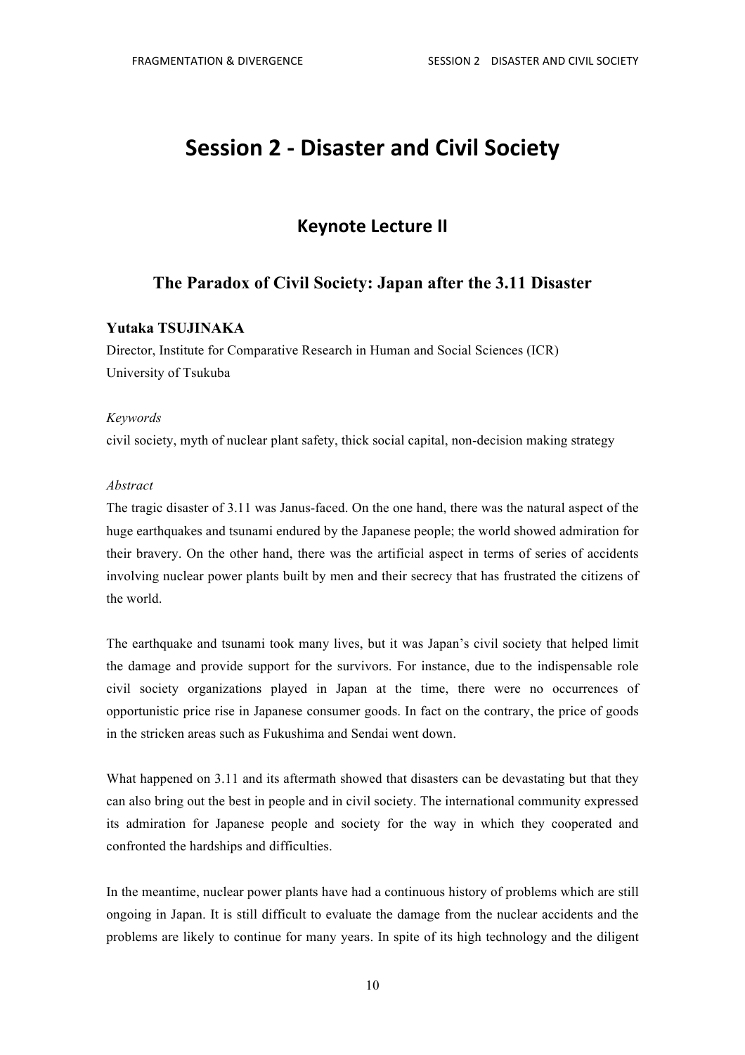# Session 2 - Disaster and Civil Society

## Keynote Lecture II

### The Paradox of Civil Society: Japan after the 3.11 Disaster

**Yutaka TSUJINAKA**
Director, Institute for Comparative Research in Human and Social Sciences (ICR)
University of Tsukuba

*Keywords*
civil society, myth of nuclear plant safety, thick social capital, non-decision making strategy

*Abstract*
The tragic disaster of 3.11 was Janus-faced. On the one hand, there was the natural aspect of the huge earthquakes and tsunami endured by the Japanese people; the world showed admiration for their bravery. On the other hand, there was the artificial aspect in terms of series of accidents involving nuclear power plants built by men and their secrecy that has frustrated the citizens of the world.

The earthquake and tsunami took many lives, but it was Japan's civil society that helped limit the damage and provide support for the survivors. For instance, due to the indispensable role civil society organizations played in Japan at the time, there were no occurrences of opportunistic price rise in Japanese consumer goods. In fact on the contrary, the price of goods in the stricken areas such as Fukushima and Sendai went down.

What happened on 3.11 and its aftermath showed that disasters can be devastating but that they can also bring out the best in people and in civil society. The international community expressed its admiration for Japanese people and society for the way in which they cooperated and confronted the hardships and difficulties.

In the meantime, nuclear power plants have had a continuous history of problems which are still ongoing in Japan. It is still difficult to evaluate the damage from the nuclear accidents and the problems are likely to continue for many years. In spite of its high technology and the diligent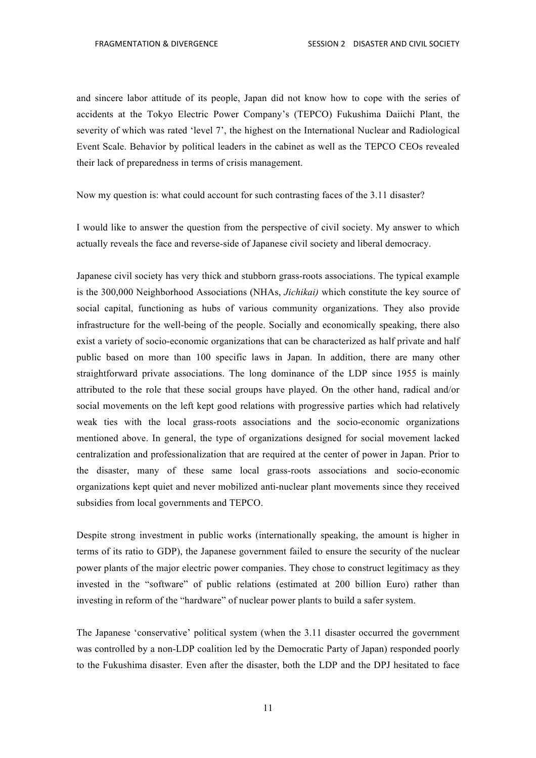and sincere labor attitude of its people, Japan did not know how to cope with the series of accidents at the Tokyo Electric Power Company's (TEPCO) Fukushima Daiichi Plant, the severity of which was rated 'level 7', the highest on the International Nuclear and Radiological Event Scale. Behavior by political leaders in the cabinet as well as the TEPCO CEOs revealed their lack of preparedness in terms of crisis management.

Now my question is: what could account for such contrasting faces of the 3.11 disaster?

I would like to answer the question from the perspective of civil society. My answer to which actually reveals the face and reverse-side of Japanese civil society and liberal democracy.

Japanese civil society has very thick and stubborn grass-roots associations. The typical example is the 300,000 Neighborhood Associations (NHAs, *Jichikai)* which constitute the key source of social capital, functioning as hubs of various community organizations. They also provide infrastructure for the well-being of the people. Socially and economically speaking, there also exist a variety of socio-economic organizations that can be characterized as half private and half public based on more than 100 specific laws in Japan. In addition, there are many other straightforward private associations. The long dominance of the LDP since 1955 is mainly attributed to the role that these social groups have played. On the other hand, radical and/or social movements on the left kept good relations with progressive parties which had relatively weak ties with the local grass-roots associations and the socio-economic organizations mentioned above. In general, the type of organizations designed for social movement lacked centralization and professionalization that are required at the center of power in Japan. Prior to the disaster, many of these same local grass-roots associations and socio-economic organizations kept quiet and never mobilized anti-nuclear plant movements since they received subsidies from local governments and TEPCO.

Despite strong investment in public works (internationally speaking, the amount is higher in terms of its ratio to GDP), the Japanese government failed to ensure the security of the nuclear power plants of the major electric power companies. They chose to construct legitimacy as they invested in the "software" of public relations (estimated at 200 billion Euro) rather than investing in reform of the "hardware" of nuclear power plants to build a safer system.

The Japanese 'conservative' political system (when the 3.11 disaster occurred the government was controlled by a non-LDP coalition led by the Democratic Party of Japan) responded poorly to the Fukushima disaster. Even after the disaster, both the LDP and the DPJ hesitated to face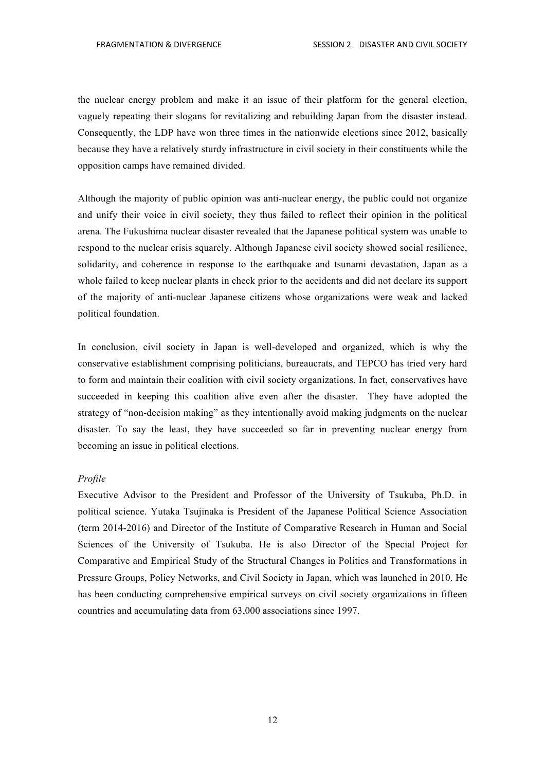the nuclear energy problem and make it an issue of their platform for the general election, vaguely repeating their slogans for revitalizing and rebuilding Japan from the disaster instead. Consequently, the LDP have won three times in the nationwide elections since 2012, basically because they have a relatively sturdy infrastructure in civil society in their constituents while the opposition camps have remained divided.

Although the majority of public opinion was anti-nuclear energy, the public could not organize and unify their voice in civil society, they thus failed to reflect their opinion in the political arena. The Fukushima nuclear disaster revealed that the Japanese political system was unable to respond to the nuclear crisis squarely. Although Japanese civil society showed social resilience, solidarity, and coherence in response to the earthquake and tsunami devastation, Japan as a whole failed to keep nuclear plants in check prior to the accidents and did not declare its support of the majority of anti-nuclear Japanese citizens whose organizations were weak and lacked political foundation.

In conclusion, civil society in Japan is well-developed and organized, which is why the conservative establishment comprising politicians, bureaucrats, and TEPCO has tried very hard to form and maintain their coalition with civil society organizations. In fact, conservatives have succeeded in keeping this coalition alive even after the disaster. They have adopted the strategy of "non-decision making" as they intentionally avoid making judgments on the nuclear disaster. To say the least, they have succeeded so far in preventing nuclear energy from becoming an issue in political elections.

*Profile*

Executive Advisor to the President and Professor of the University of Tsukuba, Ph.D. in political science. Yutaka Tsujinaka is President of the Japanese Political Science Association (term 2014-2016) and Director of the Institute of Comparative Research in Human and Social Sciences of the University of Tsukuba. He is also Director of the Special Project for Comparative and Empirical Study of the Structural Changes in Politics and Transformations in Pressure Groups, Policy Networks, and Civil Society in Japan, which was launched in 2010. He has been conducting comprehensive empirical surveys on civil society organizations in fifteen countries and accumulating data from 63,000 associations since 1997.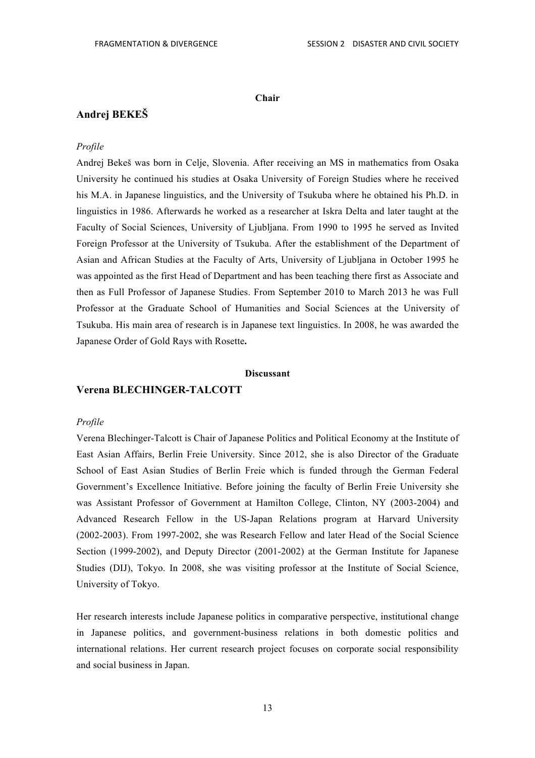**Chair**

## Andrej BEKEŠ

*Profile*

Andrej Bekeš was born in Celje, Slovenia. After receiving an MS in mathematics from Osaka University he continued his studies at Osaka University of Foreign Studies where he received his M.A. in Japanese linguistics, and the University of Tsukuba where he obtained his Ph.D. in linguistics in 1986. Afterwards he worked as a researcher at Iskra Delta and later taught at the Faculty of Social Sciences, University of Ljubljana. From 1990 to 1995 he served as Invited Foreign Professor at the University of Tsukuba. After the establishment of the Department of Asian and African Studies at the Faculty of Arts, University of Ljubljana in October 1995 he was appointed as the first Head of Department and has been teaching there first as Associate and then as Full Professor of Japanese Studies. From September 2010 to March 2013 he was Full Professor at the Graduate School of Humanities and Social Sciences at the University of Tsukuba. His main area of research is in Japanese text linguistics. In 2008, he was awarded the Japanese Order of Gold Rays with Rosette**.**

**Discussant**

## Verena BLECHINGER-TALCOTT

*Profile*

Verena Blechinger-Talcott is Chair of Japanese Politics and Political Economy at the Institute of East Asian Affairs, Berlin Freie University. Since 2012, she is also Director of the Graduate School of East Asian Studies of Berlin Freie which is funded through the German Federal Government's Excellence Initiative. Before joining the faculty of Berlin Freie University she was Assistant Professor of Government at Hamilton College, Clinton, NY (2003-2004) and Advanced Research Fellow in the US-Japan Relations program at Harvard University (2002-2003). From 1997-2002, she was Research Fellow and later Head of the Social Science Section (1999-2002), and Deputy Director (2001-2002) at the German Institute for Japanese Studies (DIJ), Tokyo. In 2008, she was visiting professor at the Institute of Social Science, University of Tokyo.

Her research interests include Japanese politics in comparative perspective, institutional change in Japanese politics, and government-business relations in both domestic politics and international relations. Her current research project focuses on corporate social responsibility and social business in Japan.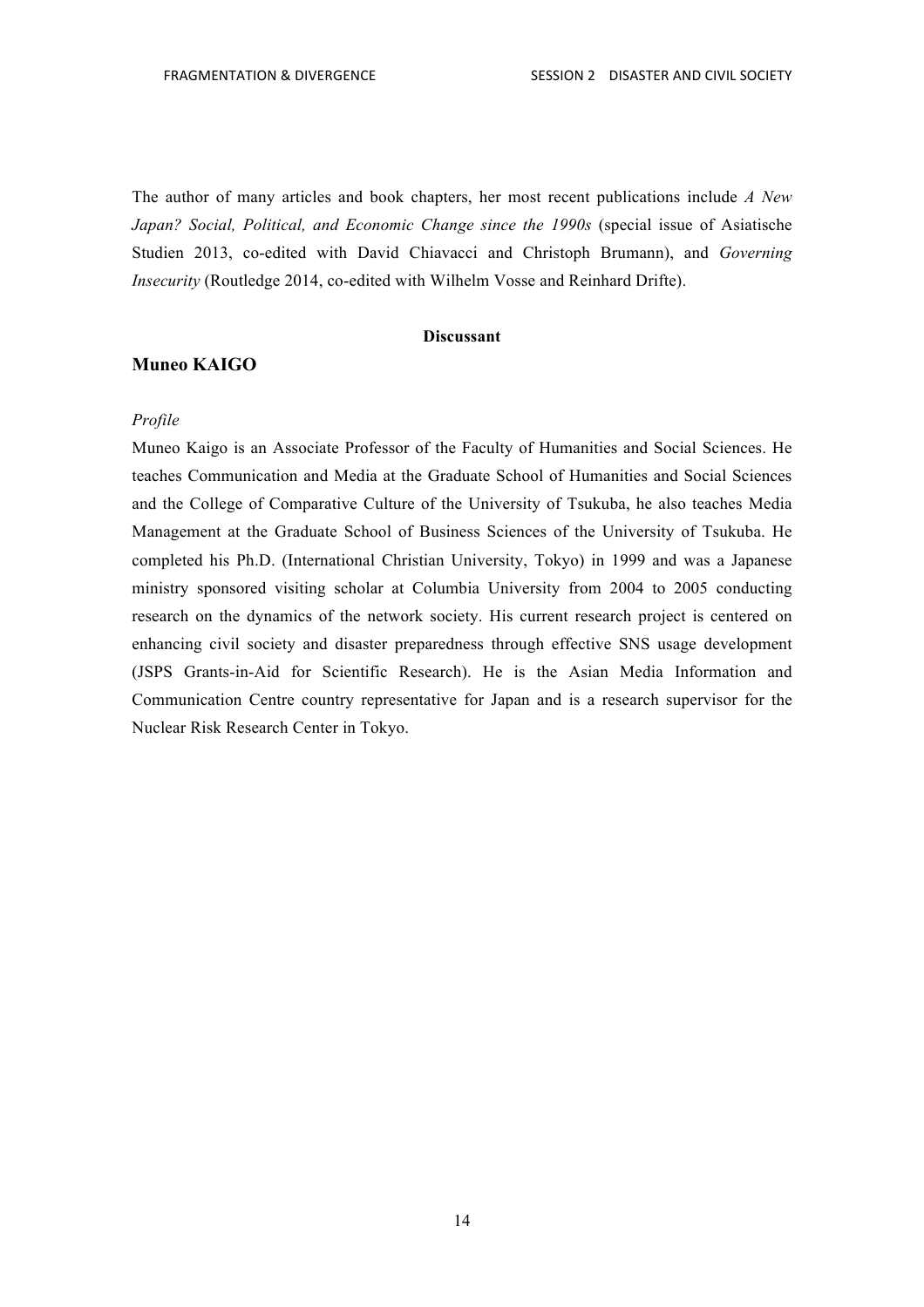The author of many articles and book chapters, her most recent publications include *A New Japan? Social, Political, and Economic Change since the 1990s* (special issue of Asiatische Studien 2013, co-edited with David Chiavacci and Christoph Brumann), and *Governing Insecurity* (Routledge 2014, co-edited with Wilhelm Vosse and Reinhard Drifte).

**Discussant**

## Muneo KAIGO

*Profile*

Muneo Kaigo is an Associate Professor of the Faculty of Humanities and Social Sciences. He teaches Communication and Media at the Graduate School of Humanities and Social Sciences and the College of Comparative Culture of the University of Tsukuba, he also teaches Media Management at the Graduate School of Business Sciences of the University of Tsukuba. He completed his Ph.D. (International Christian University, Tokyo) in 1999 and was a Japanese ministry sponsored visiting scholar at Columbia University from 2004 to 2005 conducting research on the dynamics of the network society. His current research project is centered on enhancing civil society and disaster preparedness through effective SNS usage development (JSPS Grants-in-Aid for Scientific Research). He is the Asian Media Information and Communication Centre country representative for Japan and is a research supervisor for the Nuclear Risk Research Center in Tokyo.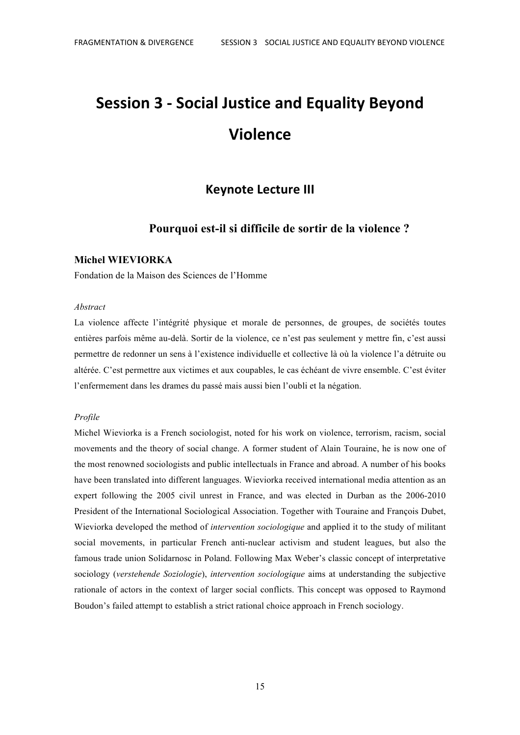# Session 3 - Social Justice and Equality Beyond Violence

## Keynote Lecture III

### Pourquoi est-il si difficile de sortir de la violence ?

**Michel WIEVIORKA**
Fondation de la Maison des Sciences de l'Homme

*Abstract*

La violence affecte l'intégrité physique et morale de personnes, de groupes, de sociétés toutes entières parfois même au-delà. Sortir de la violence, ce n'est pas seulement y mettre fin, c'est aussi permettre de redonner un sens à l'existence individuelle et collective là où la violence l'a détruite ou altérée. C'est permettre aux victimes et aux coupables, le cas échéant de vivre ensemble. C'est éviter l'enfermement dans les drames du passé mais aussi bien l'oubli et la négation.

*Profile*

Michel Wieviorka is a French sociologist, noted for his work on violence, terrorism, racism, social movements and the theory of social change. A former student of Alain Touraine, he is now one of the most renowned sociologists and public intellectuals in France and abroad. A number of his books have been translated into different languages. Wieviorka received international media attention as an expert following the 2005 civil unrest in France, and was elected in Durban as the 2006-2010 President of the International Sociological Association. Together with Touraine and François Dubet, Wieviorka developed the method of *intervention sociologique* and applied it to the study of militant social movements, in particular French anti-nuclear activism and student leagues, but also the famous trade union Solidarnosc in Poland. Following Max Weber's classic concept of interpretative sociology (*verstehende Soziologie*), *intervention sociologique* aims at understanding the subjective rationale of actors in the context of larger social conflicts. This concept was opposed to Raymond Boudon's failed attempt to establish a strict rational choice approach in French sociology.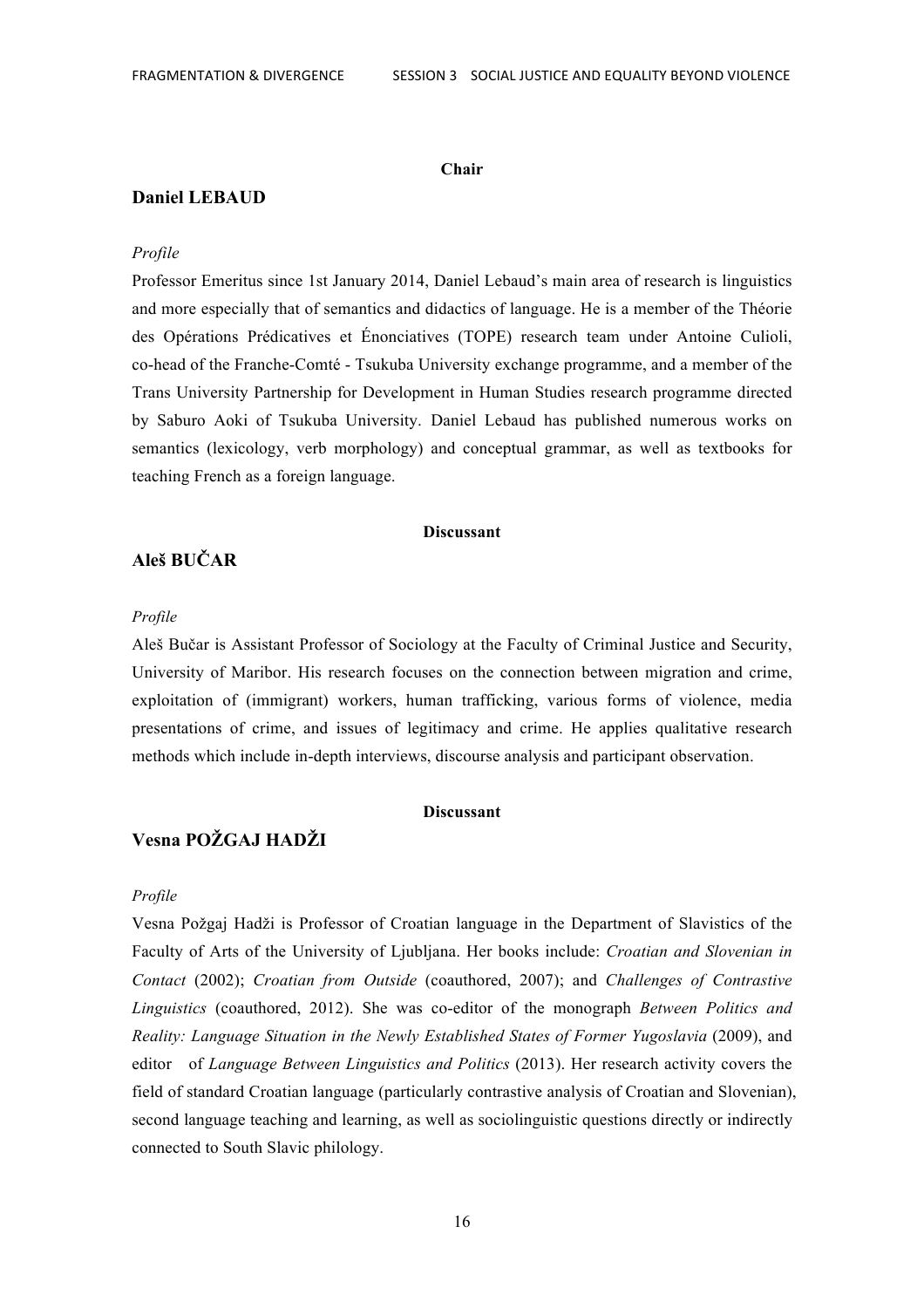**Chair**

## Daniel LEBAUD

*Profile*

Professor Emeritus since 1st January 2014, Daniel Lebaud's main area of research is linguistics and more especially that of semantics and didactics of language. He is a member of the Théorie des Opérations Prédicatives et Énonciatives (TOPE) research team under Antoine Culioli, co-head of the Franche-Comté - Tsukuba University exchange programme, and a member of the Trans University Partnership for Development in Human Studies research programme directed by Saburo Aoki of Tsukuba University. Daniel Lebaud has published numerous works on semantics (lexicology, verb morphology) and conceptual grammar, as well as textbooks for teaching French as a foreign language.

**Discussant**

## Aleš BUČAR

*Profile*

Aleš Bučar is Assistant Professor of Sociology at the Faculty of Criminal Justice and Security, University of Maribor. His research focuses on the connection between migration and crime, exploitation of (immigrant) workers, human trafficking, various forms of violence, media presentations of crime, and issues of legitimacy and crime. He applies qualitative research methods which include in-depth interviews, discourse analysis and participant observation.

**Discussant**

## Vesna POŽGAJ HADŽI

*Profile*

Vesna Požgaj Hadži is Professor of Croatian language in the Department of Slavistics of the Faculty of Arts of the University of Ljubljana. Her books include: *Croatian and Slovenian in Contact* (2002); *Croatian from Outside* (coauthored, 2007); and *Challenges of Contrastive Linguistics* (coauthored, 2012). She was co-editor of the monograph *Between Politics and Reality: Language Situation in the Newly Established States of Former Yugoslavia* (2009), and editor of *Language Between Linguistics and Politics* (2013). Her research activity covers the field of standard Croatian language (particularly contrastive analysis of Croatian and Slovenian), second language teaching and learning, as well as sociolinguistic questions directly or indirectly connected to South Slavic philology.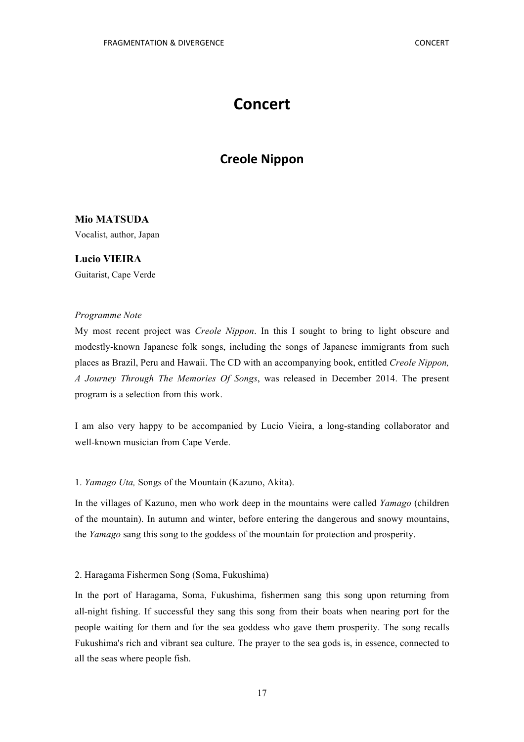# Concert

## Creole Nippon

**Mio MATSUDA**
Vocalist, author, Japan

**Lucio VIEIRA**
Guitarist, Cape Verde

*Programme Note*

My most recent project was *Creole Nippon*. In this I sought to bring to light obscure and modestly-known Japanese folk songs, including the songs of Japanese immigrants from such places as Brazil, Peru and Hawaii. The CD with an accompanying book, entitled *Creole Nippon, A Journey Through The Memories Of Songs*, was released in December 2014. The present program is a selection from this work.

I am also very happy to be accompanied by Lucio Vieira, a long-standing collaborator and well-known musician from Cape Verde.

1. *Yamago Uta,* Songs of the Mountain (Kazuno, Akita).

In the villages of Kazuno, men who work deep in the mountains were called *Yamago* (children of the mountain). In autumn and winter, before entering the dangerous and snowy mountains, the *Yamago* sang this song to the goddess of the mountain for protection and prosperity.

2. Haragama Fishermen Song (Soma, Fukushima)

In the port of Haragama, Soma, Fukushima, fishermen sang this song upon returning from all-night fishing. If successful they sang this song from their boats when nearing port for the people waiting for them and for the sea goddess who gave them prosperity. The song recalls Fukushima's rich and vibrant sea culture. The prayer to the sea gods is, in essence, connected to all the seas where people fish.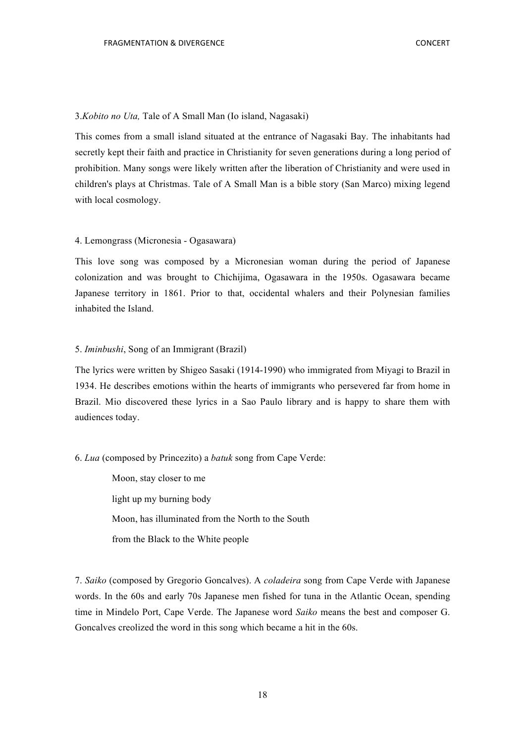3.*Kobito no Uta,* Tale of A Small Man (Io island, Nagasaki)

This comes from a small island situated at the entrance of Nagasaki Bay. The inhabitants had secretly kept their faith and practice in Christianity for seven generations during a long period of prohibition. Many songs were likely written after the liberation of Christianity and were used in children's plays at Christmas. Tale of A Small Man is a bible story (San Marco) mixing legend with local cosmology.

4. Lemongrass (Micronesia - Ogasawara)

This love song was composed by a Micronesian woman during the period of Japanese colonization and was brought to Chichijima, Ogasawara in the 1950s. Ogasawara became Japanese territory in 1861. Prior to that, occidental whalers and their Polynesian families inhabited the Island.

5. *Iminbushi*, Song of an Immigrant (Brazil)

The lyrics were written by Shigeo Sasaki (1914-1990) who immigrated from Miyagi to Brazil in 1934. He describes emotions within the hearts of immigrants who persevered far from home in Brazil. Mio discovered these lyrics in a Sao Paulo library and is happy to share them with audiences today.

6. *Lua* (composed by Princezito) a *batuk* song from Cape Verde:

> Moon, stay closer to me
>
> light up my burning body
>
> Moon, has illuminated from the North to the South
>
> from the Black to the White people

7. *Saiko* (composed by Gregorio Goncalves). A *coladeira* song from Cape Verde with Japanese words. In the 60s and early 70s Japanese men fished for tuna in the Atlantic Ocean, spending time in Mindelo Port, Cape Verde. The Japanese word *Saiko* means the best and composer G. Goncalves creolized the word in this song which became a hit in the 60s.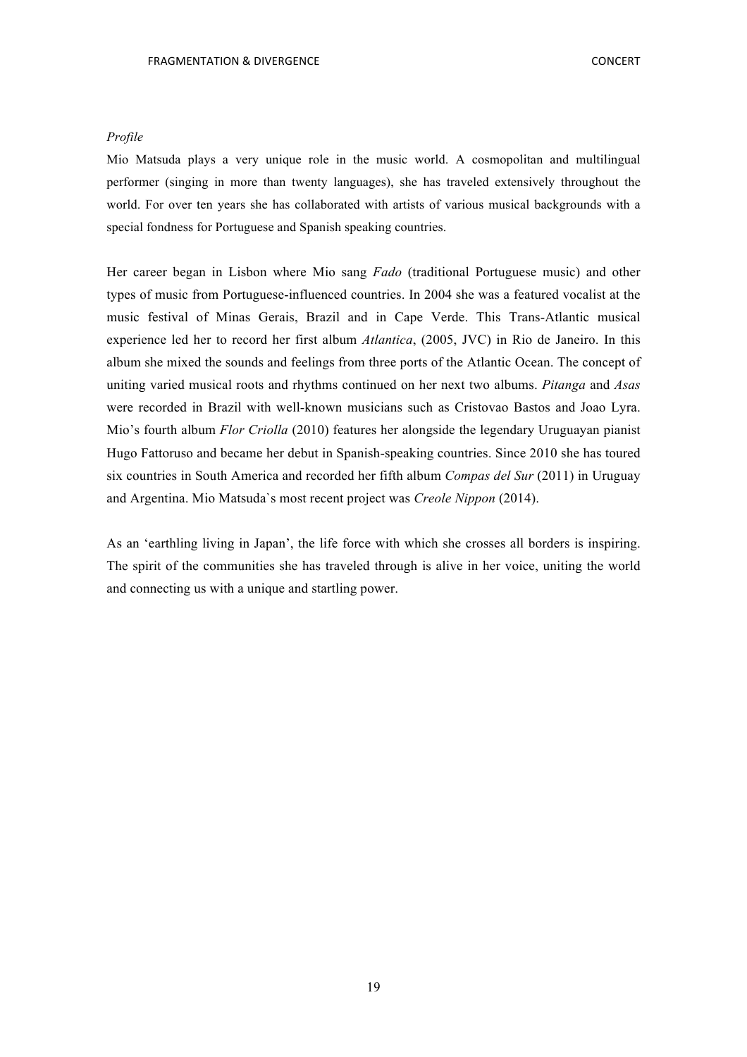*Profile*

Mio Matsuda plays a very unique role in the music world. A cosmopolitan and multilingual performer (singing in more than twenty languages), she has traveled extensively throughout the world. For over ten years she has collaborated with artists of various musical backgrounds with a special fondness for Portuguese and Spanish speaking countries.

Her career began in Lisbon where Mio sang *Fado* (traditional Portuguese music) and other types of music from Portuguese-influenced countries. In 2004 she was a featured vocalist at the music festival of Minas Gerais, Brazil and in Cape Verde. This Trans-Atlantic musical experience led her to record her first album *Atlantica*, (2005, JVC) in Rio de Janeiro. In this album she mixed the sounds and feelings from three ports of the Atlantic Ocean. The concept of uniting varied musical roots and rhythms continued on her next two albums. *Pitanga* and *Asas* were recorded in Brazil with well-known musicians such as Cristovao Bastos and Joao Lyra. Mio's fourth album *Flor Criolla* (2010) features her alongside the legendary Uruguayan pianist Hugo Fattoruso and became her debut in Spanish-speaking countries. Since 2010 she has toured six countries in South America and recorded her fifth album *Compas del Sur* (2011) in Uruguay and Argentina. Mio Matsuda`s most recent project was *Creole Nippon* (2014).

As an 'earthling living in Japan', the life force with which she crosses all borders is inspiring. The spirit of the communities she has traveled through is alive in her voice, uniting the world and connecting us with a unique and startling power.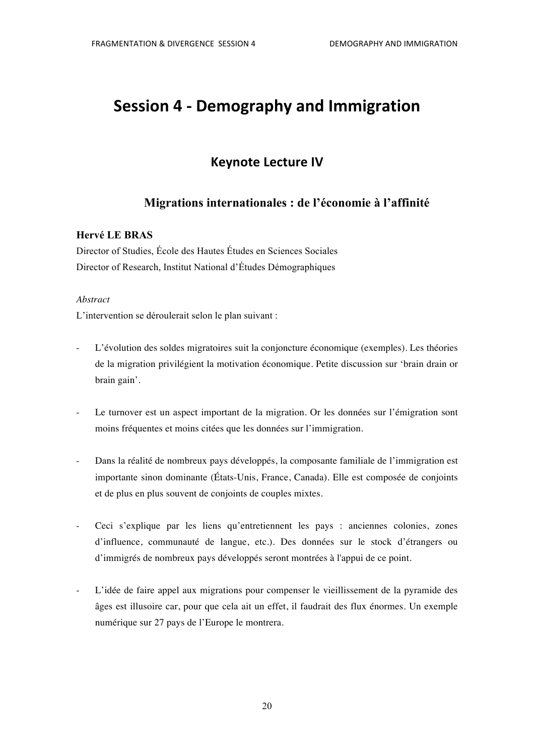# Session 4 - Demography and Immigration

## Keynote Lecture IV

### Migrations internationales : de l'économie à l'affinité

**Hervé LE BRAS**
Director of Studies, École des Hautes Études en Sciences Sociales
Director of Research, Institut National d'Études Démographiques

*Abstract*
L'intervention se déroulerait selon le plan suivant :

- L'évolution des soldes migratoires suit la conjoncture économique (exemples). Les théories de la migration privilégient la motivation économique. Petite discussion sur 'brain drain or brain gain'.

- Le turnover est un aspect important de la migration. Or les données sur l'émigration sont moins fréquentes et moins citées que les données sur l'immigration.

- Dans la réalité de nombreux pays développés, la composante familiale de l'immigration est importante sinon dominante (États-Unis, France, Canada). Elle est composée de conjoints et de plus en plus souvent de conjoints de couples mixtes.

- Ceci s'explique par les liens qu'entretiennent les pays : anciennes colonies, zones d'influence, communauté de langue, etc.). Des données sur le stock d'étrangers ou d'immigrés de nombreux pays développés seront montrées à l'appui de ce point.

- L'idée de faire appel aux migrations pour compenser le vieillissement de la pyramide des âges est illusoire car, pour que cela ait un effet, il faudrait des flux énormes. Un exemple numérique sur 27 pays de l'Europe le montrera.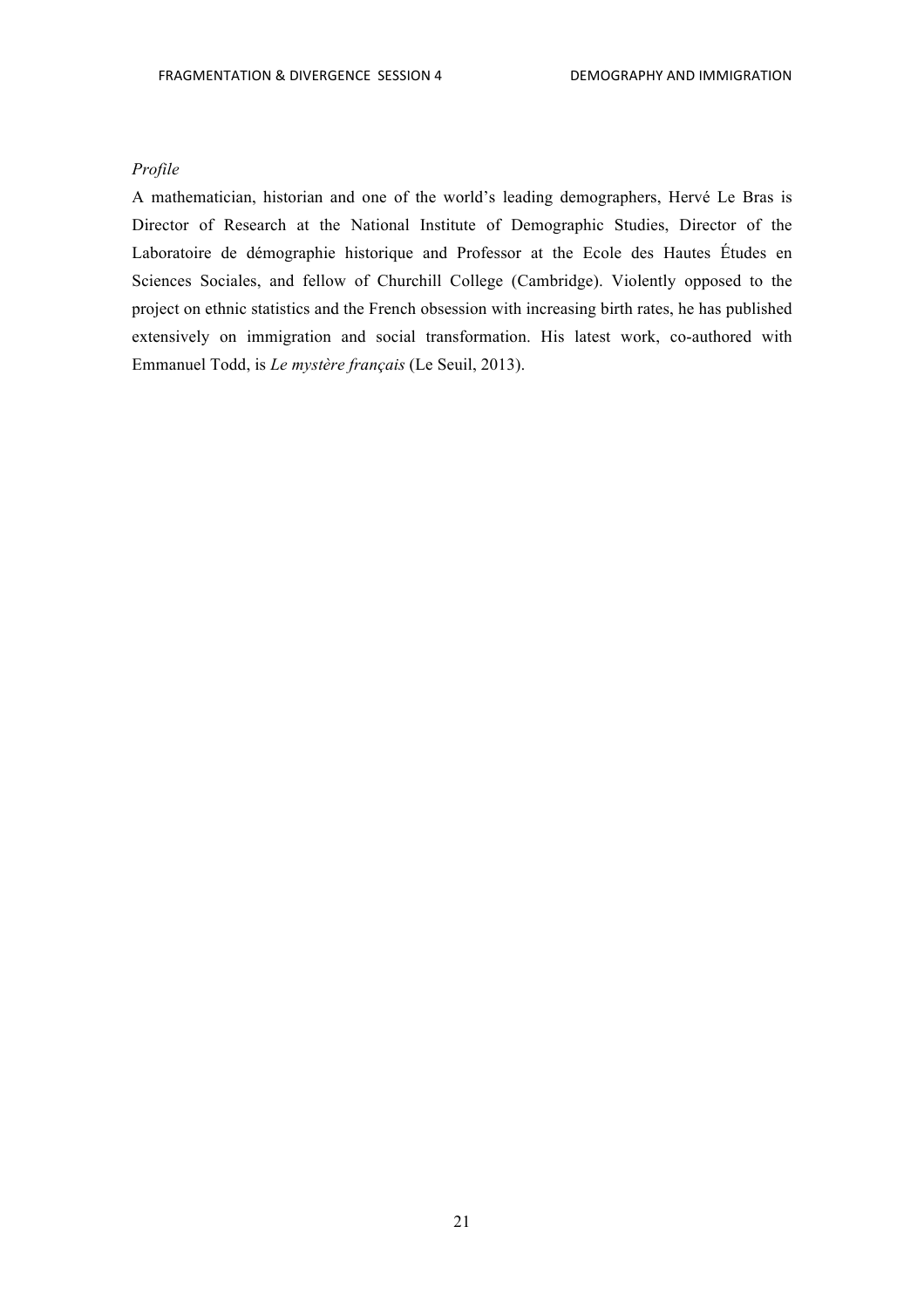*Profile*

A mathematician, historian and one of the world's leading demographers, Hervé Le Bras is Director of Research at the National Institute of Demographic Studies, Director of the Laboratoire de démographie historique and Professor at the Ecole des Hautes Études en Sciences Sociales, and fellow of Churchill College (Cambridge). Violently opposed to the project on ethnic statistics and the French obsession with increasing birth rates, he has published extensively on immigration and social transformation. His latest work, co-authored with Emmanuel Todd, is *Le mystère français* (Le Seuil, 2013).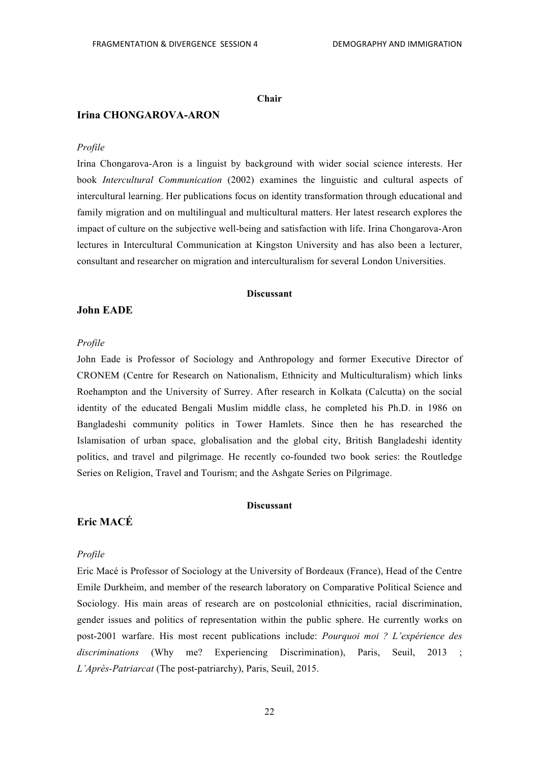**Chair**

## Irina CHONGAROVA-ARON

*Profile*

Irina Chongarova-Aron is a linguist by background with wider social science interests. Her book *Intercultural Communication* (2002) examines the linguistic and cultural aspects of intercultural learning. Her publications focus on identity transformation through educational and family migration and on multilingual and multicultural matters. Her latest research explores the impact of culture on the subjective well-being and satisfaction with life. Irina Chongarova-Aron lectures in Intercultural Communication at Kingston University and has also been a lecturer, consultant and researcher on migration and interculturalism for several London Universities.

**Discussant**

## John EADE

*Profile*

John Eade is Professor of Sociology and Anthropology and former Executive Director of CRONEM (Centre for Research on Nationalism, Ethnicity and Multiculturalism) which links Roehampton and the University of Surrey. After research in Kolkata (Calcutta) on the social identity of the educated Bengali Muslim middle class, he completed his Ph.D. in 1986 on Bangladeshi community politics in Tower Hamlets. Since then he has researched the Islamisation of urban space, globalisation and the global city, British Bangladeshi identity politics, and travel and pilgrimage. He recently co-founded two book series: the Routledge Series on Religion, Travel and Tourism; and the Ashgate Series on Pilgrimage.

**Discussant**

## Eric MACÉ

*Profile*

Eric Macé is Professor of Sociology at the University of Bordeaux (France), Head of the Centre Emile Durkheim, and member of the research laboratory on Comparative Political Science and Sociology. His main areas of research are on postcolonial ethnicities, racial discrimination, gender issues and politics of representation within the public sphere. He currently works on post-2001 warfare. His most recent publications include: *Pourquoi moi ? L'expérience des discriminations* (Why me? Experiencing Discrimination), Paris, Seuil, 2013 ; *L'Après-Patriarcat* (The post-patriarchy), Paris, Seuil, 2015.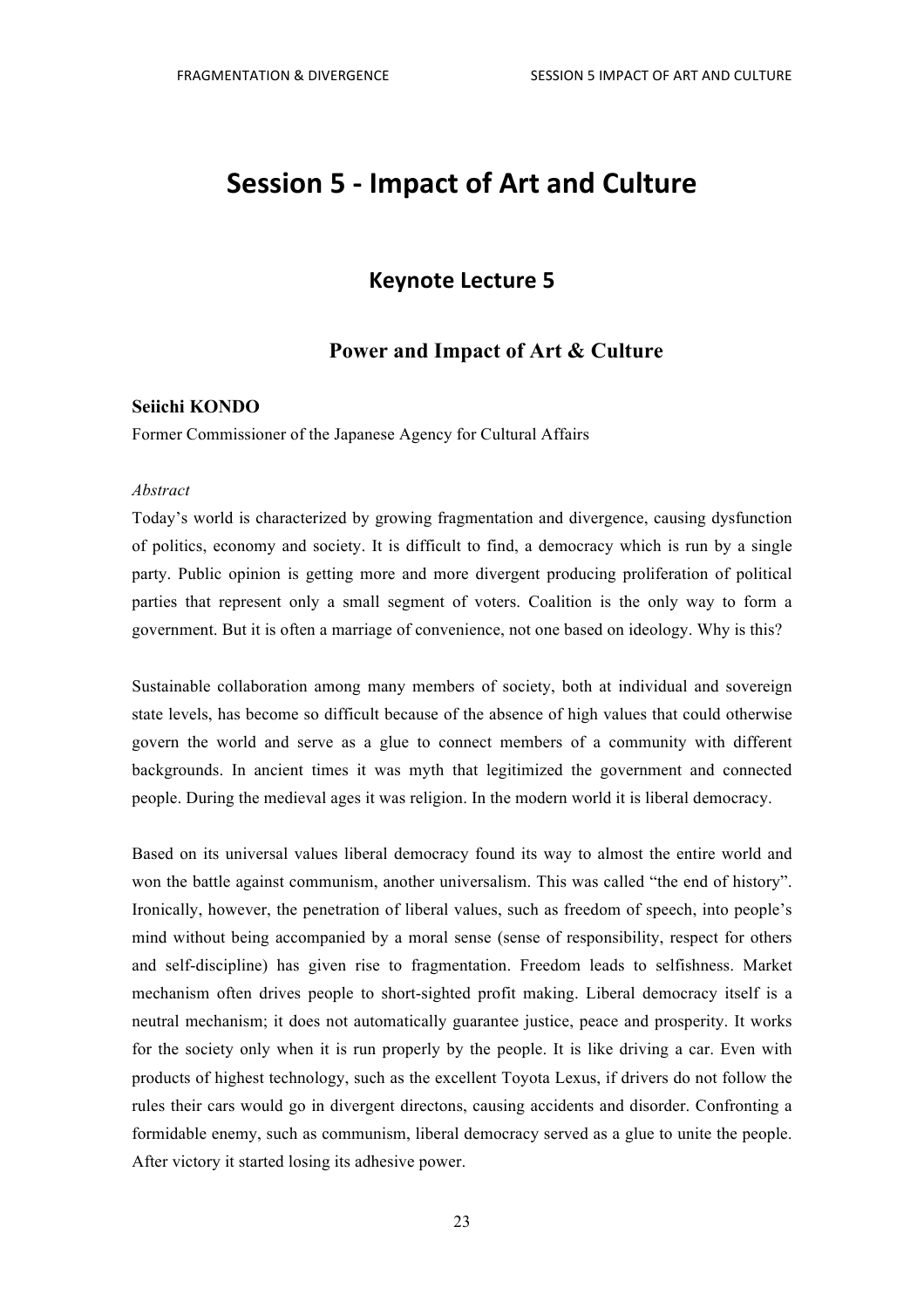# Session 5 - Impact of Art and Culture

## Keynote Lecture 5

### Power and Impact of Art & Culture

**Seiichi KONDO**
Former Commissioner of the Japanese Agency for Cultural Affairs

*Abstract*

Today's world is characterized by growing fragmentation and divergence, causing dysfunction of politics, economy and society. It is difficult to find, a democracy which is run by a single party. Public opinion is getting more and more divergent producing proliferation of political parties that represent only a small segment of voters. Coalition is the only way to form a government. But it is often a marriage of convenience, not one based on ideology. Why is this?

Sustainable collaboration among many members of society, both at individual and sovereign state levels, has become so difficult because of the absence of high values that could otherwise govern the world and serve as a glue to connect members of a community with different backgrounds. In ancient times it was myth that legitimized the government and connected people. During the medieval ages it was religion. In the modern world it is liberal democracy.

Based on its universal values liberal democracy found its way to almost the entire world and won the battle against communism, another universalism. This was called "the end of history". Ironically, however, the penetration of liberal values, such as freedom of speech, into people's mind without being accompanied by a moral sense (sense of responsibility, respect for others and self-discipline) has given rise to fragmentation. Freedom leads to selfishness. Market mechanism often drives people to short-sighted profit making. Liberal democracy itself is a neutral mechanism; it does not automatically guarantee justice, peace and prosperity. It works for the society only when it is run properly by the people. It is like driving a car. Even with products of highest technology, such as the excellent Toyota Lexus, if drivers do not follow the rules their cars would go in divergent directons, causing accidents and disorder. Confronting a formidable enemy, such as communism, liberal democracy served as a glue to unite the people. After victory it started losing its adhesive power.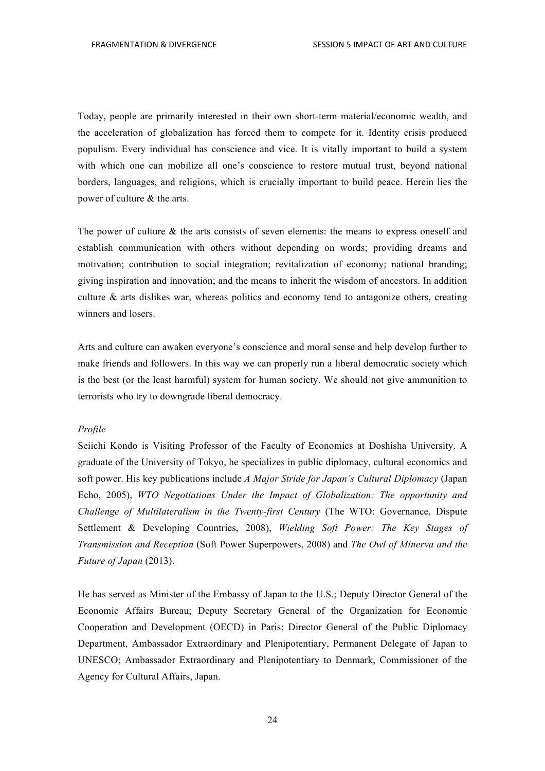Today, people are primarily interested in their own short-term material/economic wealth, and the acceleration of globalization has forced them to compete for it. Identity crisis produced populism. Every individual has conscience and vice. It is vitally important to build a system with which one can mobilize all one's conscience to restore mutual trust, beyond national borders, languages, and religions, which is crucially important to build peace. Herein lies the power of culture & the arts.

The power of culture & the arts consists of seven elements: the means to express oneself and establish communication with others without depending on words; providing dreams and motivation; contribution to social integration; revitalization of economy; national branding; giving inspiration and innovation; and the means to inherit the wisdom of ancestors. In addition culture & arts dislikes war, whereas politics and economy tend to antagonize others, creating winners and losers.

Arts and culture can awaken everyone's conscience and moral sense and help develop further to make friends and followers. In this way we can properly run a liberal democratic society which is the best (or the least harmful) system for human society. We should not give ammunition to terrorists who try to downgrade liberal democracy.

*Profile*

Seiichi Kondo is Visiting Professor of the Faculty of Economics at Doshisha University. A graduate of the University of Tokyo, he specializes in public diplomacy, cultural economics and soft power. His key publications include *A Major Stride for Japan's Cultural Diplomacy* (Japan Echo, 2005), *WTO Negotiations Under the Impact of Globalization: The opportunity and Challenge of Multilateralism in the Twenty-first Century* (The WTO: Governance, Dispute Settlement & Developing Countries, 2008), *Wielding Soft Power: The Key Stages of Transmission and Reception* (Soft Power Superpowers, 2008) and *The Owl of Minerva and the Future of Japan* (2013).

He has served as Minister of the Embassy of Japan to the U.S.; Deputy Director General of the Economic Affairs Bureau; Deputy Secretary General of the Organization for Economic Cooperation and Development (OECD) in Paris; Director General of the Public Diplomacy Department, Ambassador Extraordinary and Plenipotentiary, Permanent Delegate of Japan to UNESCO; Ambassador Extraordinary and Plenipotentiary to Denmark, Commissioner of the Agency for Cultural Affairs, Japan.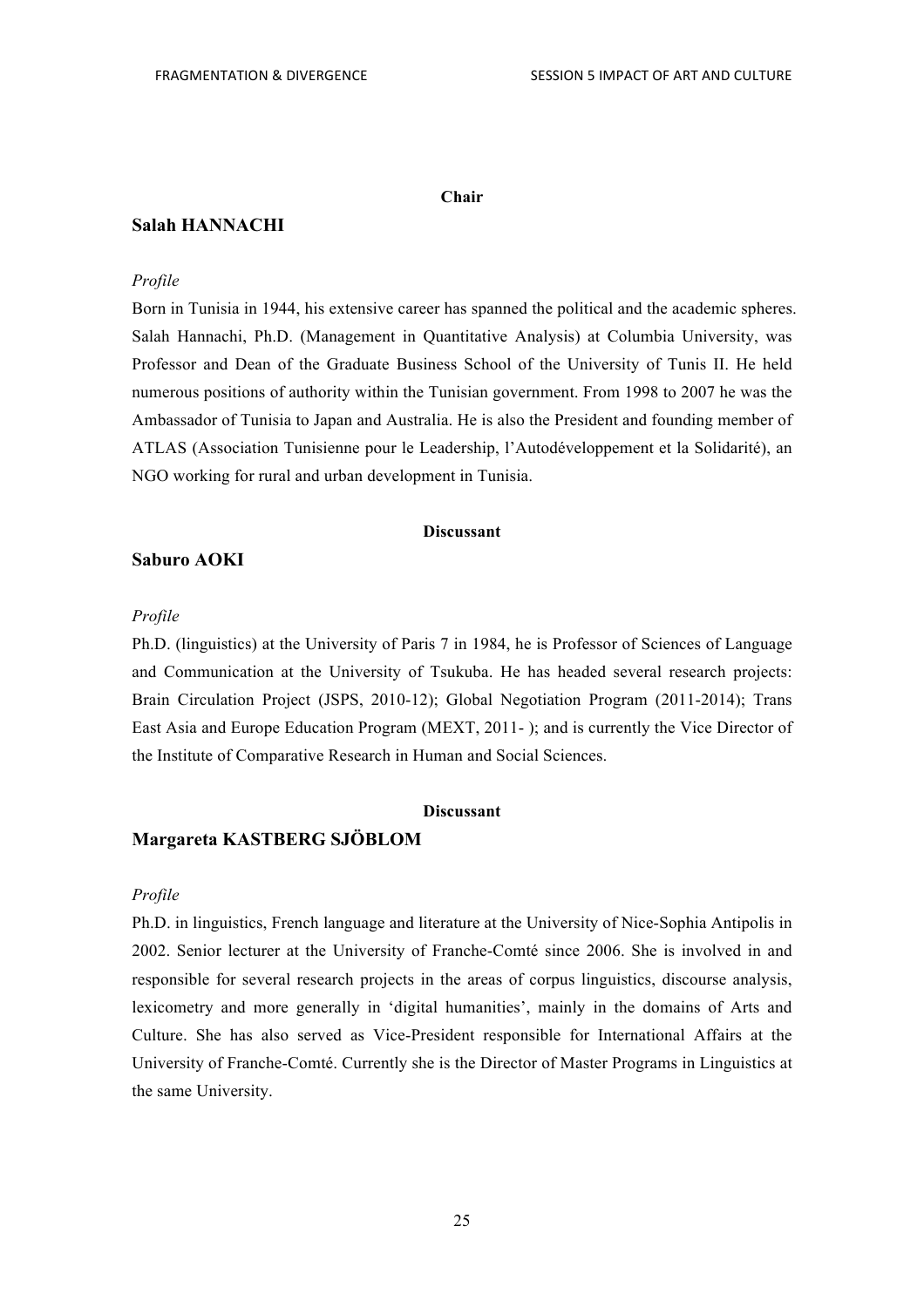**Chair**

## Salah HANNACHI

*Profile*

Born in Tunisia in 1944, his extensive career has spanned the political and the academic spheres. Salah Hannachi, Ph.D. (Management in Quantitative Analysis) at Columbia University, was Professor and Dean of the Graduate Business School of the University of Tunis II. He held numerous positions of authority within the Tunisian government. From 1998 to 2007 he was the Ambassador of Tunisia to Japan and Australia. He is also the President and founding member of ATLAS (Association Tunisienne pour le Leadership, l'Autodéveloppement et la Solidarité), an NGO working for rural and urban development in Tunisia.

**Discussant**

## Saburo AOKI

*Profile*

Ph.D. (linguistics) at the University of Paris 7 in 1984, he is Professor of Sciences of Language and Communication at the University of Tsukuba. He has headed several research projects: Brain Circulation Project (JSPS, 2010-12); Global Negotiation Program (2011-2014); Trans East Asia and Europe Education Program (MEXT, 2011- ); and is currently the Vice Director of the Institute of Comparative Research in Human and Social Sciences.

**Discussant**

## Margareta KASTBERG SJÖBLOM

*Profile*

Ph.D. in linguistics, French language and literature at the University of Nice-Sophia Antipolis in 2002. Senior lecturer at the University of Franche-Comté since 2006. She is involved in and responsible for several research projects in the areas of corpus linguistics, discourse analysis, lexicometry and more generally in 'digital humanities', mainly in the domains of Arts and Culture. She has also served as Vice-President responsible for International Affairs at the University of Franche-Comté. Currently she is the Director of Master Programs in Linguistics at the same University.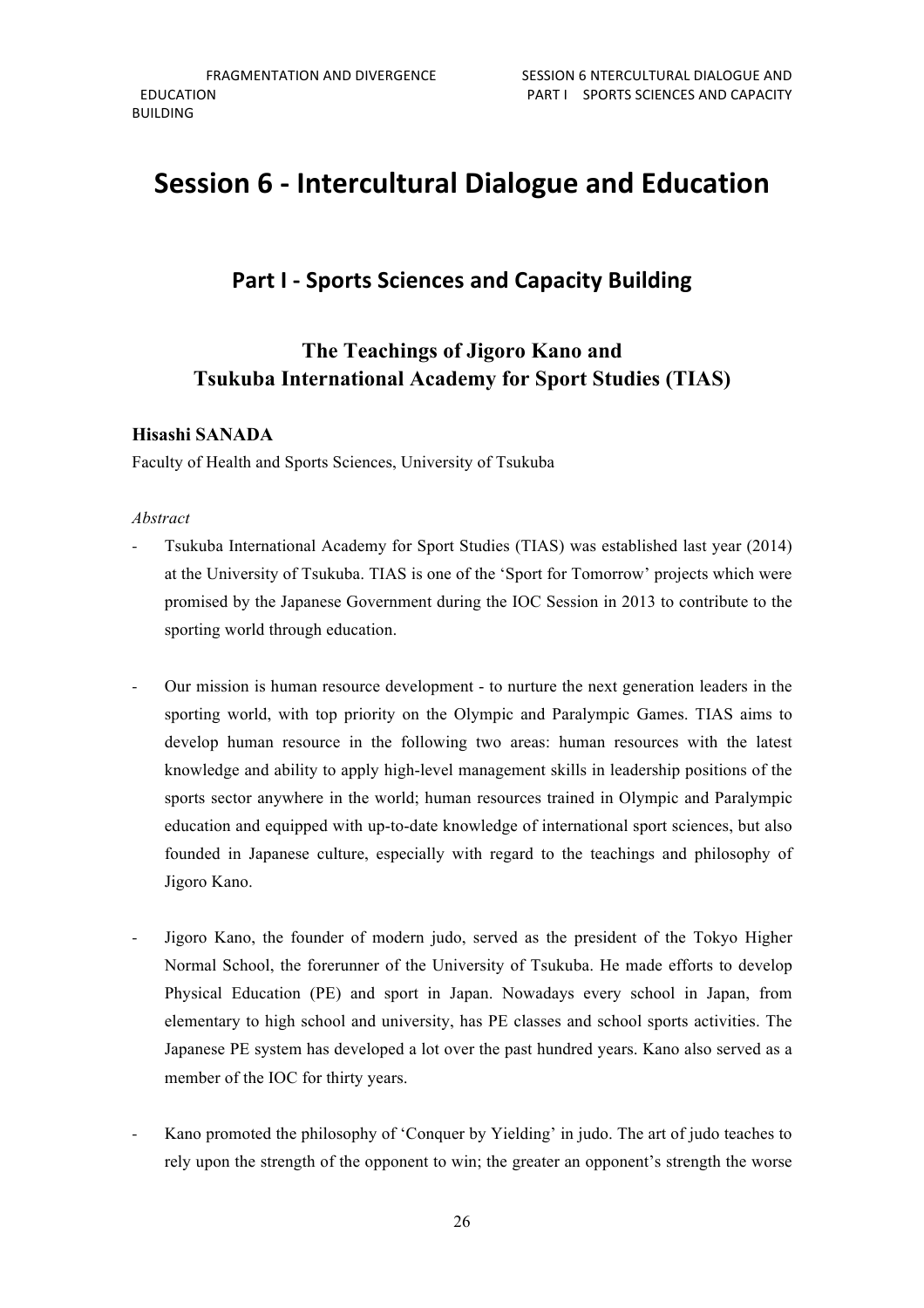# Session 6 - Intercultural Dialogue and Education

## Part I - Sports Sciences and Capacity Building

### The Teachings of Jigoro Kano and Tsukuba International Academy for Sport Studies (TIAS)

**Hisashi SANADA**

Faculty of Health and Sports Sciences, University of Tsukuba

*Abstract*

- Tsukuba International Academy for Sport Studies (TIAS) was established last year (2014) at the University of Tsukuba. TIAS is one of the 'Sport for Tomorrow' projects which were promised by the Japanese Government during the IOC Session in 2013 to contribute to the sporting world through education.

- Our mission is human resource development - to nurture the next generation leaders in the sporting world, with top priority on the Olympic and Paralympic Games. TIAS aims to develop human resource in the following two areas: human resources with the latest knowledge and ability to apply high-level management skills in leadership positions of the sports sector anywhere in the world; human resources trained in Olympic and Paralympic education and equipped with up-to-date knowledge of international sport sciences, but also founded in Japanese culture, especially with regard to the teachings and philosophy of Jigoro Kano.

- Jigoro Kano, the founder of modern judo, served as the president of the Tokyo Higher Normal School, the forerunner of the University of Tsukuba. He made efforts to develop Physical Education (PE) and sport in Japan. Nowadays every school in Japan, from elementary to high school and university, has PE classes and school sports activities. The Japanese PE system has developed a lot over the past hundred years. Kano also served as a member of the IOC for thirty years.

- Kano promoted the philosophy of 'Conquer by Yielding' in judo. The art of judo teaches to rely upon the strength of the opponent to win; the greater an opponent's strength the worse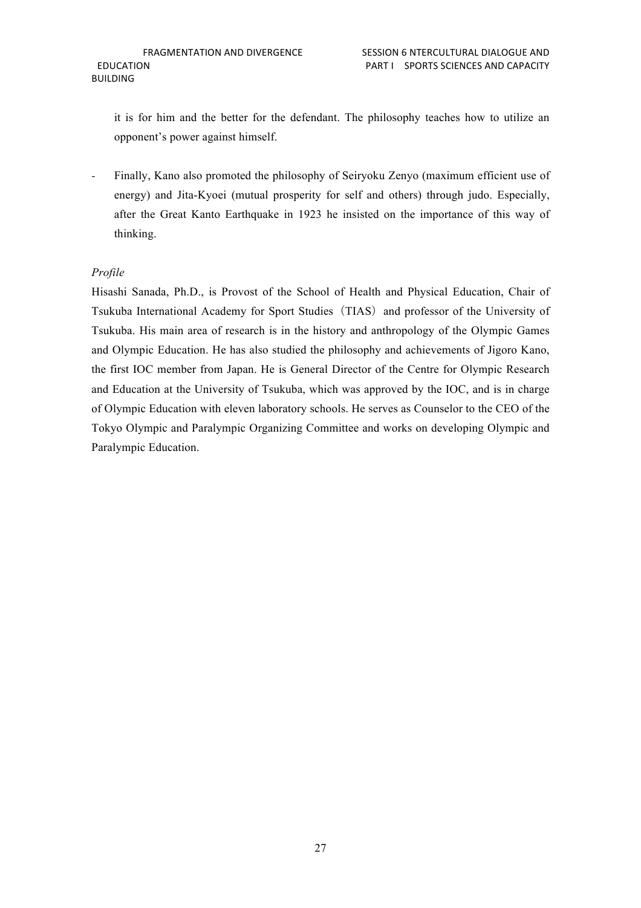it is for him and the better for the defendant. The philosophy teaches how to utilize an opponent's power against himself.

- Finally, Kano also promoted the philosophy of Seiryoku Zenyo (maximum efficient use of energy) and Jita-Kyoei (mutual prosperity for self and others) through judo. Especially, after the Great Kanto Earthquake in 1923 he insisted on the importance of this way of thinking.

*Profile*

Hisashi Sanada, Ph.D., is Provost of the School of Health and Physical Education, Chair of Tsukuba International Academy for Sport Studies（TIAS）and professor of the University of Tsukuba. His main area of research is in the history and anthropology of the Olympic Games and Olympic Education. He has also studied the philosophy and achievements of Jigoro Kano, the first IOC member from Japan. He is General Director of the Centre for Olympic Research and Education at the University of Tsukuba, which was approved by the IOC, and is in charge of Olympic Education with eleven laboratory schools. He serves as Counselor to the CEO of the Tokyo Olympic and Paralympic Organizing Committee and works on developing Olympic and Paralympic Education.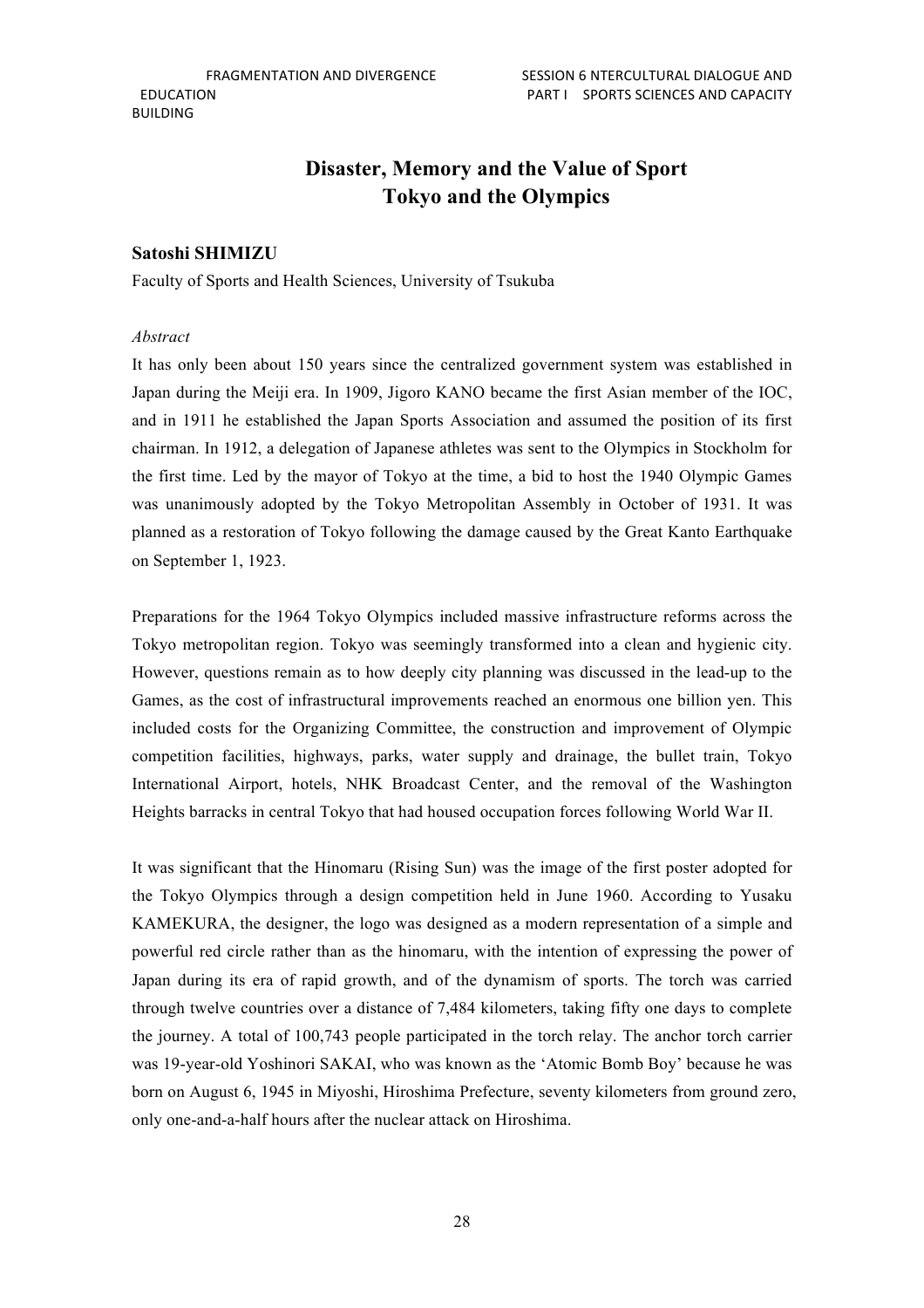# Disaster, Memory and the Value of Sport
# Tokyo and the Olympics

**Satoshi SHIMIZU**

Faculty of Sports and Health Sciences, University of Tsukuba

*Abstract*

It has only been about 150 years since the centralized government system was established in Japan during the Meiji era. In 1909, Jigoro KANO became the first Asian member of the IOC, and in 1911 he established the Japan Sports Association and assumed the position of its first chairman. In 1912, a delegation of Japanese athletes was sent to the Olympics in Stockholm for the first time. Led by the mayor of Tokyo at the time, a bid to host the 1940 Olympic Games was unanimously adopted by the Tokyo Metropolitan Assembly in October of 1931. It was planned as a restoration of Tokyo following the damage caused by the Great Kanto Earthquake on September 1, 1923.

Preparations for the 1964 Tokyo Olympics included massive infrastructure reforms across the Tokyo metropolitan region. Tokyo was seemingly transformed into a clean and hygienic city. However, questions remain as to how deeply city planning was discussed in the lead-up to the Games, as the cost of infrastructural improvements reached an enormous one billion yen. This included costs for the Organizing Committee, the construction and improvement of Olympic competition facilities, highways, parks, water supply and drainage, the bullet train, Tokyo International Airport, hotels, NHK Broadcast Center, and the removal of the Washington Heights barracks in central Tokyo that had housed occupation forces following World War II.

It was significant that the Hinomaru (Rising Sun) was the image of the first poster adopted for the Tokyo Olympics through a design competition held in June 1960. According to Yusaku KAMEKURA, the designer, the logo was designed as a modern representation of a simple and powerful red circle rather than as the hinomaru, with the intention of expressing the power of Japan during its era of rapid growth, and of the dynamism of sports. The torch was carried through twelve countries over a distance of 7,484 kilometers, taking fifty one days to complete the journey. A total of 100,743 people participated in the torch relay. The anchor torch carrier was 19-year-old Yoshinori SAKAI, who was known as the 'Atomic Bomb Boy' because he was born on August 6, 1945 in Miyoshi, Hiroshima Prefecture, seventy kilometers from ground zero, only one-and-a-half hours after the nuclear attack on Hiroshima.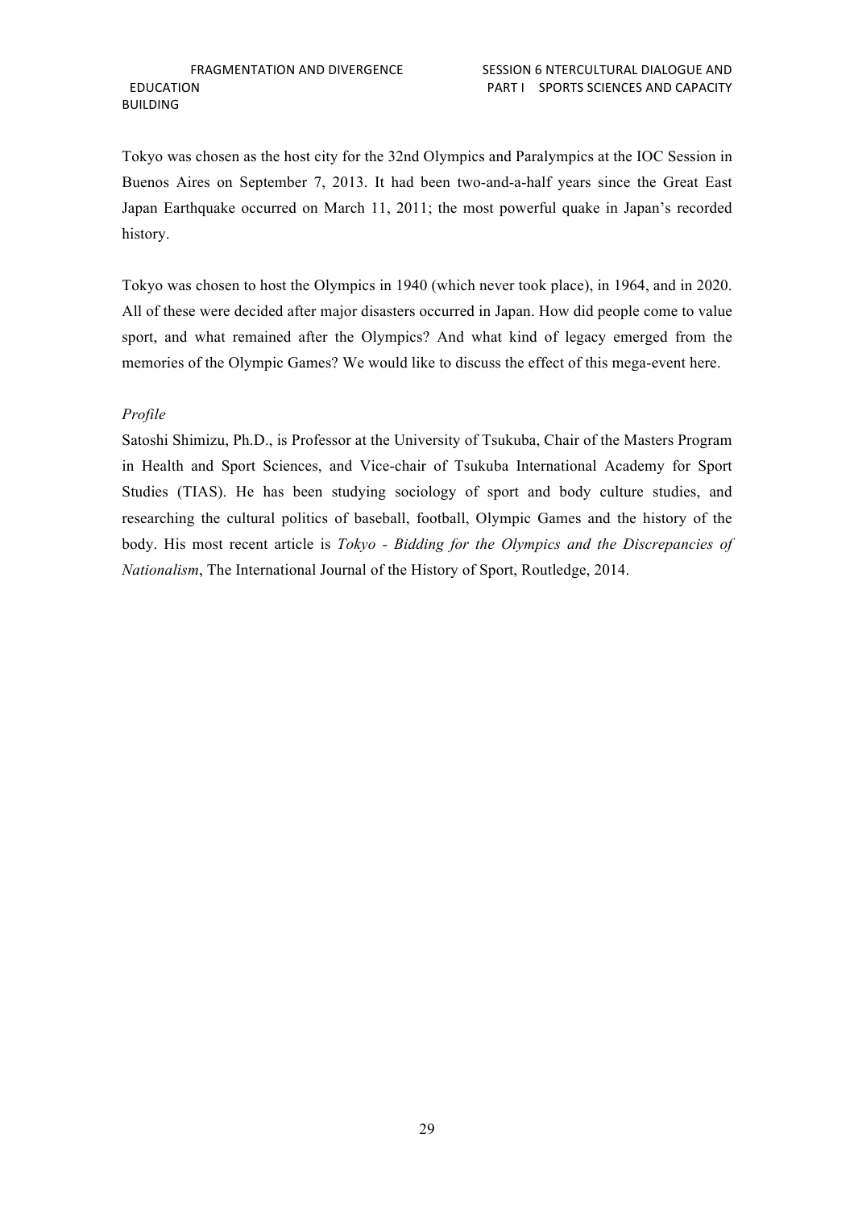Tokyo was chosen as the host city for the 32nd Olympics and Paralympics at the IOC Session in Buenos Aires on September 7, 2013. It had been two-and-a-half years since the Great East Japan Earthquake occurred on March 11, 2011; the most powerful quake in Japan's recorded history.

Tokyo was chosen to host the Olympics in 1940 (which never took place), in 1964, and in 2020. All of these were decided after major disasters occurred in Japan. How did people come to value sport, and what remained after the Olympics? And what kind of legacy emerged from the memories of the Olympic Games? We would like to discuss the effect of this mega-event here.

*Profile*

Satoshi Shimizu, Ph.D., is Professor at the University of Tsukuba, Chair of the Masters Program in Health and Sport Sciences, and Vice-chair of Tsukuba International Academy for Sport Studies (TIAS). He has been studying sociology of sport and body culture studies, and researching the cultural politics of baseball, football, Olympic Games and the history of the body. His most recent article is *Tokyo - Bidding for the Olympics and the Discrepancies of Nationalism*, The International Journal of the History of Sport, Routledge, 2014.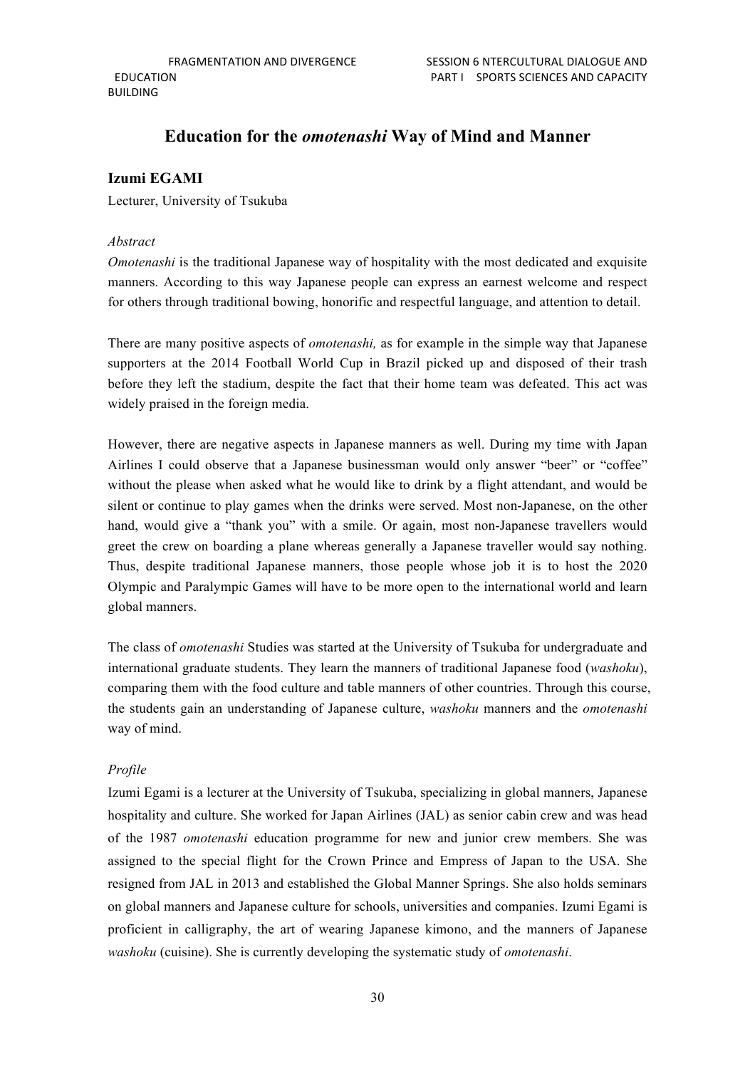# Education for the *omotenashi* Way of Mind and Manner

**Izumi EGAMI**

Lecturer, University of Tsukuba

*Abstract*

*Omotenashi* is the traditional Japanese way of hospitality with the most dedicated and exquisite manners. According to this way Japanese people can express an earnest welcome and respect for others through traditional bowing, honorific and respectful language, and attention to detail.

There are many positive aspects of *omotenashi,* as for example in the simple way that Japanese supporters at the 2014 Football World Cup in Brazil picked up and disposed of their trash before they left the stadium, despite the fact that their home team was defeated. This act was widely praised in the foreign media.

However, there are negative aspects in Japanese manners as well. During my time with Japan Airlines I could observe that a Japanese businessman would only answer "beer" or "coffee" without the please when asked what he would like to drink by a flight attendant, and would be silent or continue to play games when the drinks were served. Most non-Japanese, on the other hand, would give a "thank you" with a smile. Or again, most non-Japanese travellers would greet the crew on boarding a plane whereas generally a Japanese traveller would say nothing. Thus, despite traditional Japanese manners, those people whose job it is to host the 2020 Olympic and Paralympic Games will have to be more open to the international world and learn global manners.

The class of *omotenashi* Studies was started at the University of Tsukuba for undergraduate and international graduate students. They learn the manners of traditional Japanese food (*washoku*), comparing them with the food culture and table manners of other countries. Through this course, the students gain an understanding of Japanese culture, *washoku* manners and the *omotenashi* way of mind.

*Profile*

Izumi Egami is a lecturer at the University of Tsukuba, specializing in global manners, Japanese hospitality and culture. She worked for Japan Airlines (JAL) as senior cabin crew and was head of the 1987 *omotenashi* education programme for new and junior crew members. She was assigned to the special flight for the Crown Prince and Empress of Japan to the USA. She resigned from JAL in 2013 and established the Global Manner Springs. She also holds seminars on global manners and Japanese culture for schools, universities and companies. Izumi Egami is proficient in calligraphy, the art of wearing Japanese kimono, and the manners of Japanese *washoku* (cuisine). She is currently developing the systematic study of *omotenashi*.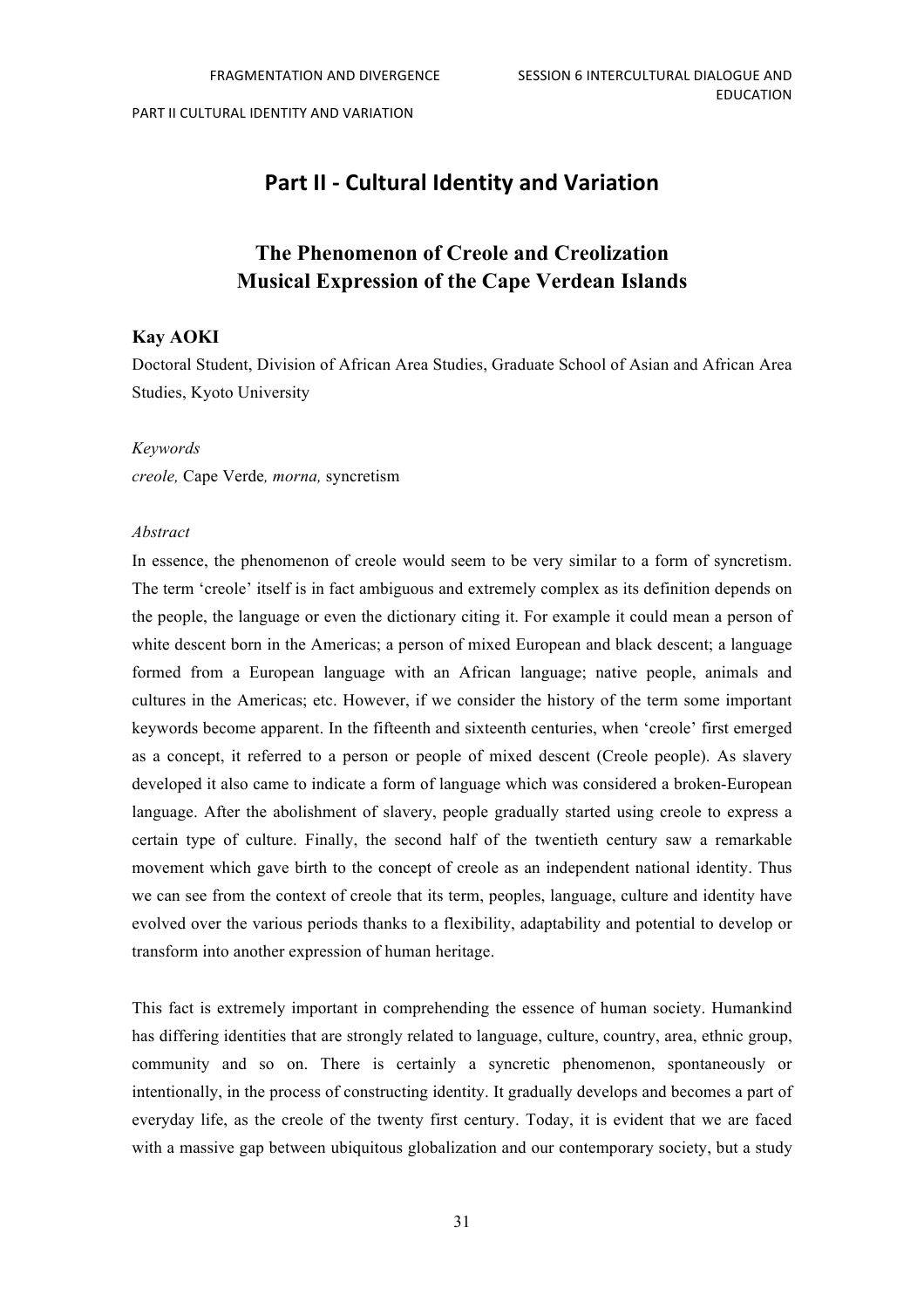# Part II - Cultural Identity and Variation

## The Phenomenon of Creole and Creolization Musical Expression of the Cape Verdean Islands

**Kay AOKI**

Doctoral Student, Division of African Area Studies, Graduate School of Asian and African Area Studies, Kyoto University

*Keywords*

*creole,* Cape Verde*, morna,* syncretism

*Abstract*

In essence, the phenomenon of creole would seem to be very similar to a form of syncretism. The term 'creole' itself is in fact ambiguous and extremely complex as its definition depends on the people, the language or even the dictionary citing it. For example it could mean a person of white descent born in the Americas; a person of mixed European and black descent; a language formed from a European language with an African language; native people, animals and cultures in the Americas; etc. However, if we consider the history of the term some important keywords become apparent. In the fifteenth and sixteenth centuries, when 'creole' first emerged as a concept, it referred to a person or people of mixed descent (Creole people). As slavery developed it also came to indicate a form of language which was considered a broken-European language. After the abolishment of slavery, people gradually started using creole to express a certain type of culture. Finally, the second half of the twentieth century saw a remarkable movement which gave birth to the concept of creole as an independent national identity. Thus we can see from the context of creole that its term, peoples, language, culture and identity have evolved over the various periods thanks to a flexibility, adaptability and potential to develop or transform into another expression of human heritage.

This fact is extremely important in comprehending the essence of human society. Humankind has differing identities that are strongly related to language, culture, country, area, ethnic group, community and so on. There is certainly a syncretic phenomenon, spontaneously or intentionally, in the process of constructing identity. It gradually develops and becomes a part of everyday life, as the creole of the twenty first century. Today, it is evident that we are faced with a massive gap between ubiquitous globalization and our contemporary society, but a study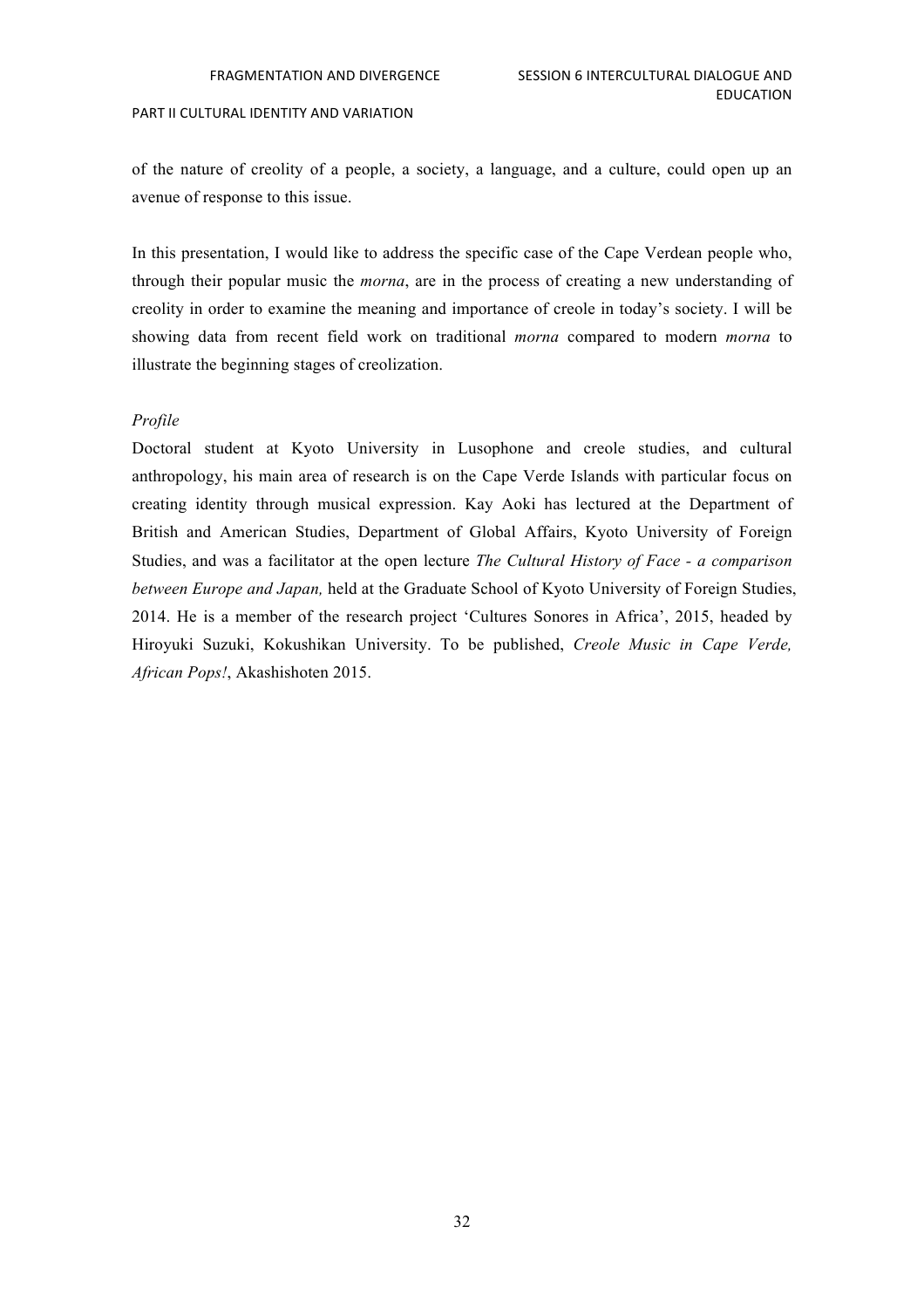of the nature of creolity of a people, a society, a language, and a culture, could open up an avenue of response to this issue.

In this presentation, I would like to address the specific case of the Cape Verdean people who, through their popular music the *morna*, are in the process of creating a new understanding of creolity in order to examine the meaning and importance of creole in today's society. I will be showing data from recent field work on traditional *morna* compared to modern *morna* to illustrate the beginning stages of creolization.

*Profile*

Doctoral student at Kyoto University in Lusophone and creole studies, and cultural anthropology, his main area of research is on the Cape Verde Islands with particular focus on creating identity through musical expression. Kay Aoki has lectured at the Department of British and American Studies, Department of Global Affairs, Kyoto University of Foreign Studies, and was a facilitator at the open lecture *The Cultural History of Face - a comparison between Europe and Japan,* held at the Graduate School of Kyoto University of Foreign Studies, 2014. He is a member of the research project 'Cultures Sonores in Africa', 2015, headed by Hiroyuki Suzuki, Kokushikan University. To be published, *Creole Music in Cape Verde, African Pops!*, Akashishoten 2015.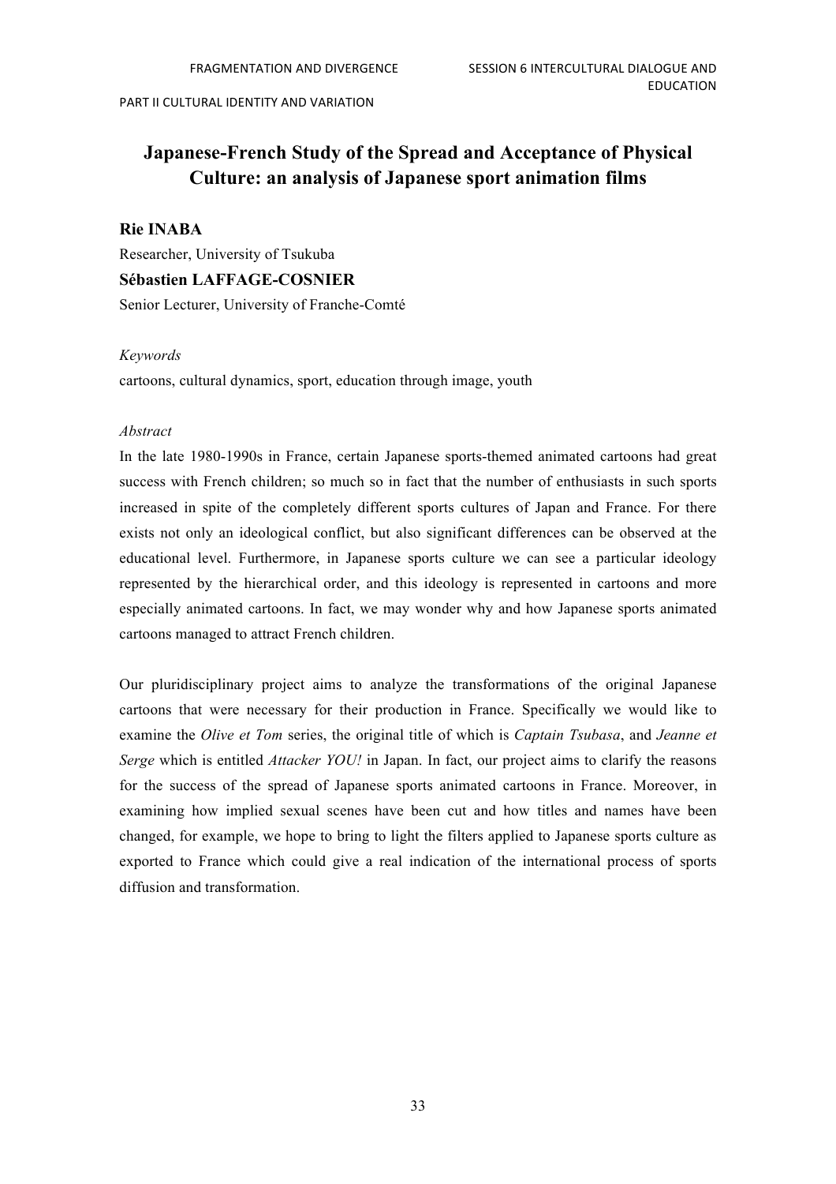# Japanese-French Study of the Spread and Acceptance of Physical Culture: an analysis of Japanese sport animation films

**Rie INABA**

Researcher, University of Tsukuba

**Sébastien LAFFAGE-COSNIER**

Senior Lecturer, University of Franche-Comté

*Keywords*

cartoons, cultural dynamics, sport, education through image, youth

*Abstract*

In the late 1980-1990s in France, certain Japanese sports-themed animated cartoons had great success with French children; so much so in fact that the number of enthusiasts in such sports increased in spite of the completely different sports cultures of Japan and France. For there exists not only an ideological conflict, but also significant differences can be observed at the educational level. Furthermore, in Japanese sports culture we can see a particular ideology represented by the hierarchical order, and this ideology is represented in cartoons and more especially animated cartoons. In fact, we may wonder why and how Japanese sports animated cartoons managed to attract French children.

Our pluridisciplinary project aims to analyze the transformations of the original Japanese cartoons that were necessary for their production in France. Specifically we would like to examine the *Olive et Tom* series, the original title of which is *Captain Tsubasa*, and *Jeanne et Serge* which is entitled *Attacker YOU!* in Japan. In fact, our project aims to clarify the reasons for the success of the spread of Japanese sports animated cartoons in France. Moreover, in examining how implied sexual scenes have been cut and how titles and names have been changed, for example, we hope to bring to light the filters applied to Japanese sports culture as exported to France which could give a real indication of the international process of sports diffusion and transformation.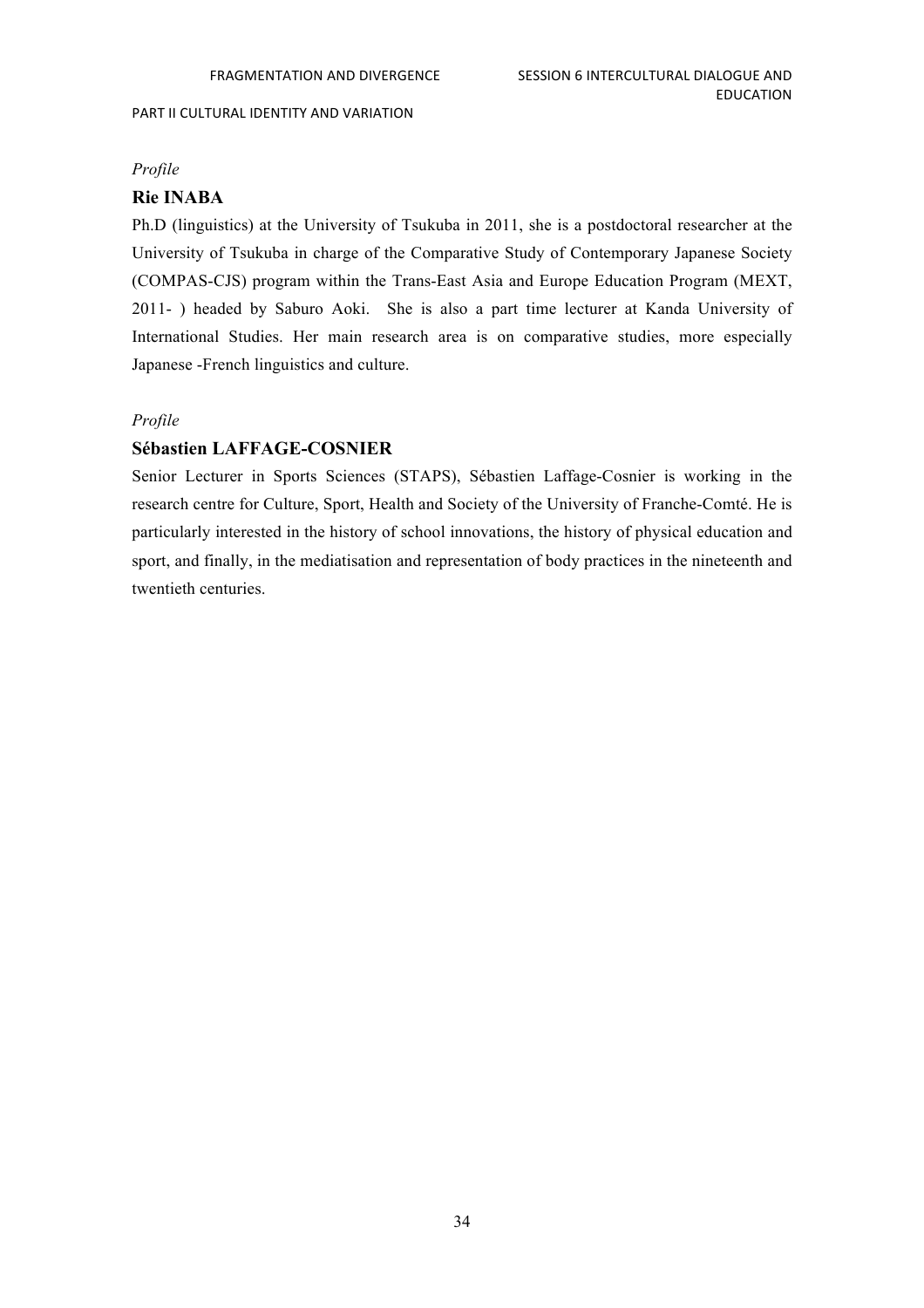*Profile*

### Rie INABA

Ph.D (linguistics) at the University of Tsukuba in 2011, she is a postdoctoral researcher at the University of Tsukuba in charge of the Comparative Study of Contemporary Japanese Society (COMPAS-CJS) program within the Trans-East Asia and Europe Education Program (MEXT, 2011- ) headed by Saburo Aoki. She is also a part time lecturer at Kanda University of International Studies. Her main research area is on comparative studies, more especially Japanese -French linguistics and culture.

*Profile*

### Sébastien LAFFAGE-COSNIER

Senior Lecturer in Sports Sciences (STAPS), Sébastien Laffage-Cosnier is working in the research centre for Culture, Sport, Health and Society of the University of Franche-Comté. He is particularly interested in the history of school innovations, the history of physical education and sport, and finally, in the mediatisation and representation of body practices in the nineteenth and twentieth centuries.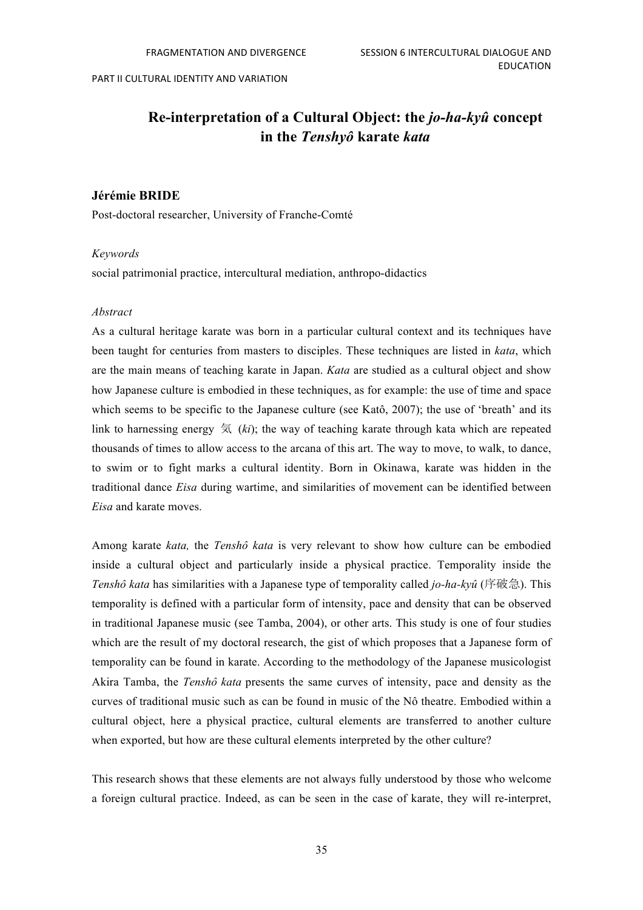# Re-interpretation of a Cultural Object: the *jo-ha-kyû* concept in the *Tenshyô* karate *kata*

**Jérémie BRIDE**

Post-doctoral researcher, University of Franche-Comté

*Keywords*

social patrimonial practice, intercultural mediation, anthropo-didactics

*Abstract*

As a cultural heritage karate was born in a particular cultural context and its techniques have been taught for centuries from masters to disciples. These techniques are listed in *kata*, which are the main means of teaching karate in Japan. *Kata* are studied as a cultural object and show how Japanese culture is embodied in these techniques, as for example: the use of time and space which seems to be specific to the Japanese culture (see Katô, 2007); the use of 'breath' and its link to harnessing energy 気 (*ki*); the way of teaching karate through kata which are repeated thousands of times to allow access to the arcana of this art. The way to move, to walk, to dance, to swim or to fight marks a cultural identity. Born in Okinawa, karate was hidden in the traditional dance *Eisa* during wartime, and similarities of movement can be identified between *Eisa* and karate moves.

Among karate *kata,* the *Tenshô kata* is very relevant to show how culture can be embodied inside a cultural object and particularly inside a physical practice. Temporality inside the *Tenshô kata* has similarities with a Japanese type of temporality called *jo-ha-kyû* (序破急). This temporality is defined with a particular form of intensity, pace and density that can be observed in traditional Japanese music (see Tamba, 2004), or other arts. This study is one of four studies which are the result of my doctoral research, the gist of which proposes that a Japanese form of temporality can be found in karate. According to the methodology of the Japanese musicologist Akira Tamba, the *Tenshô kata* presents the same curves of intensity, pace and density as the curves of traditional music such as can be found in music of the Nô theatre. Embodied within a cultural object, here a physical practice, cultural elements are transferred to another culture when exported, but how are these cultural elements interpreted by the other culture?

This research shows that these elements are not always fully understood by those who welcome a foreign cultural practice. Indeed, as can be seen in the case of karate, they will re-interpret,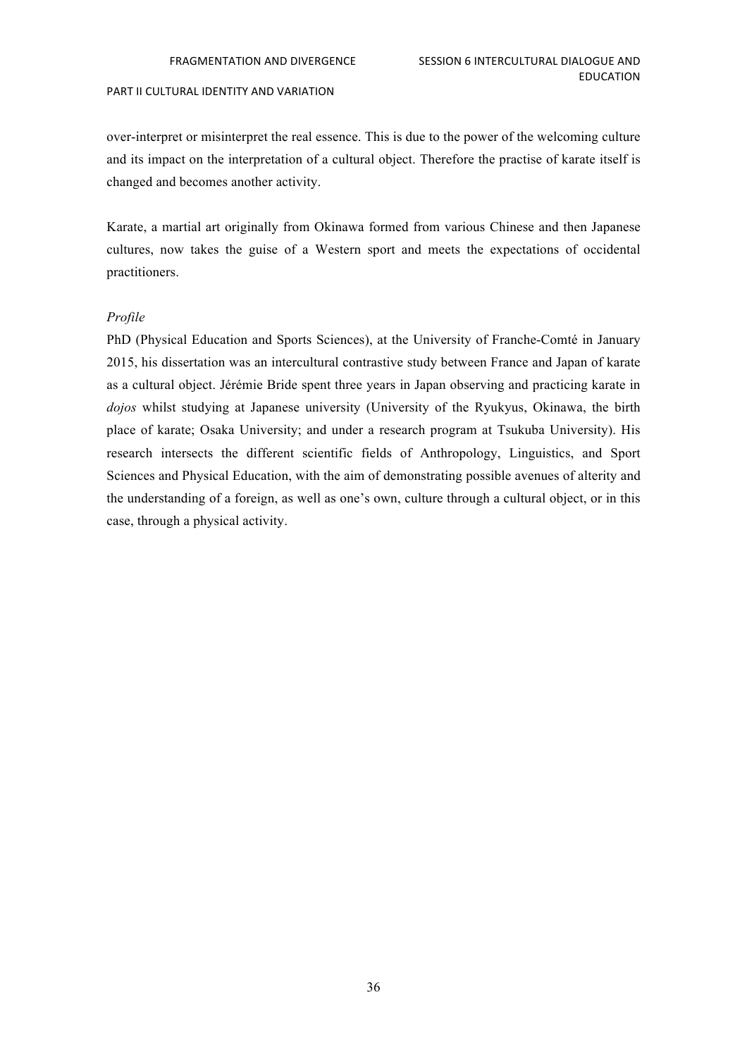over-interpret or misinterpret the real essence. This is due to the power of the welcoming culture and its impact on the interpretation of a cultural object. Therefore the practise of karate itself is changed and becomes another activity.

Karate, a martial art originally from Okinawa formed from various Chinese and then Japanese cultures, now takes the guise of a Western sport and meets the expectations of occidental practitioners.

*Profile*

PhD (Physical Education and Sports Sciences), at the University of Franche-Comté in January 2015, his dissertation was an intercultural contrastive study between France and Japan of karate as a cultural object. Jérémie Bride spent three years in Japan observing and practicing karate in *dojos* whilst studying at Japanese university (University of the Ryukyus, Okinawa, the birth place of karate; Osaka University; and under a research program at Tsukuba University). His research intersects the different scientific fields of Anthropology, Linguistics, and Sport Sciences and Physical Education, with the aim of demonstrating possible avenues of alterity and the understanding of a foreign, as well as one's own, culture through a cultural object, or in this case, through a physical activity.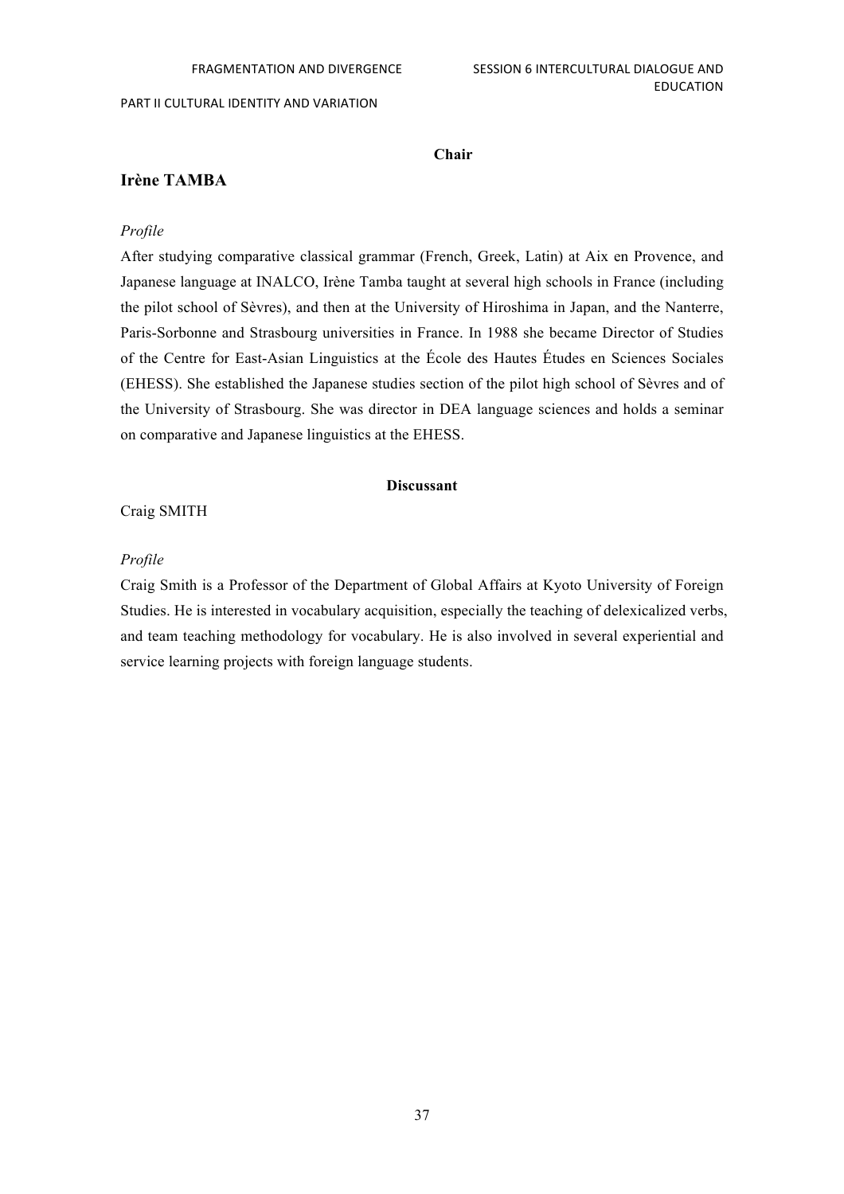**Chair**

## Irène TAMBA

*Profile*

After studying comparative classical grammar (French, Greek, Latin) at Aix en Provence, and Japanese language at INALCO, Irène Tamba taught at several high schools in France (including the pilot school of Sèvres), and then at the University of Hiroshima in Japan, and the Nanterre, Paris-Sorbonne and Strasbourg universities in France. In 1988 she became Director of Studies of the Centre for East-Asian Linguistics at the École des Hautes Études en Sciences Sociales (EHESS). She established the Japanese studies section of the pilot high school of Sèvres and of the University of Strasbourg. She was director in DEA language sciences and holds a seminar on comparative and Japanese linguistics at the EHESS.

**Discussant**

Craig SMITH

*Profile*

Craig Smith is a Professor of the Department of Global Affairs at Kyoto University of Foreign Studies. He is interested in vocabulary acquisition, especially the teaching of delexicalized verbs, and team teaching methodology for vocabulary. He is also involved in several experiential and service learning projects with foreign language students.